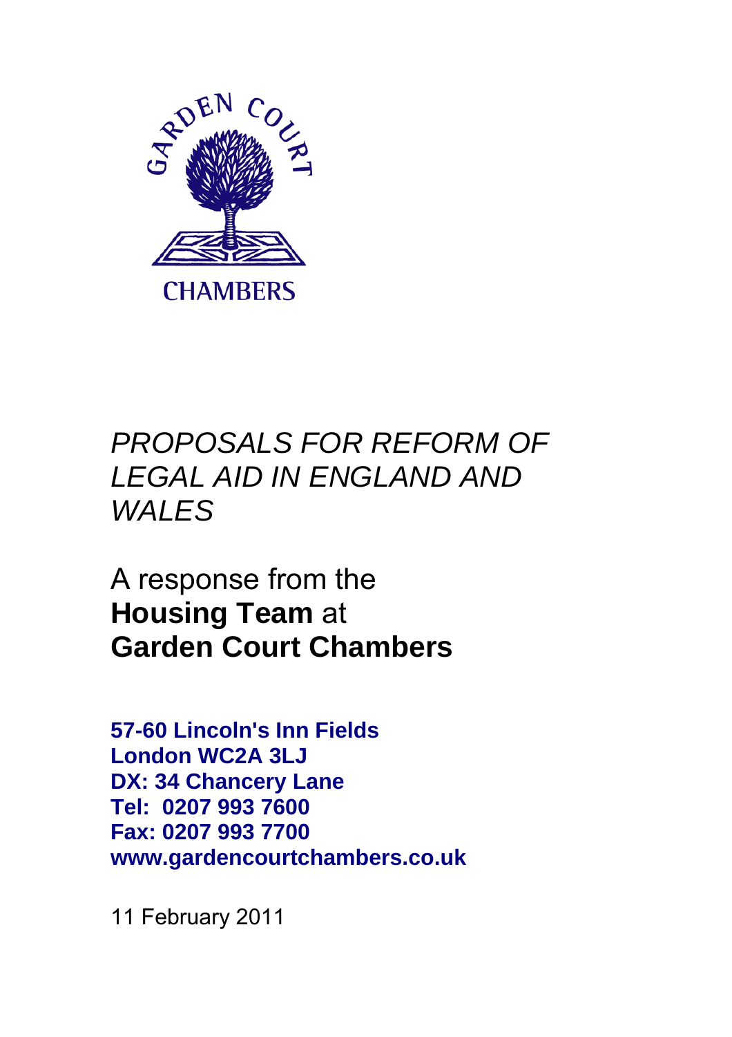GARDEN COURT

CHAMBERS

# *PROPOSALS FOR REFORM OF LEGAL AID IN ENGLAND AND WALES*

## A response from the **Housing Team** at **Garden Court Chambers**

**57-60 Lincoln's Inn Fields**
**London WC2A 3LJ**
**DX: 34 Chancery Lane**
**Tel: 0207 993 7600**
**Fax: 0207 993 7700**
**www.gardencourtchambers.co.uk**

11 February 2011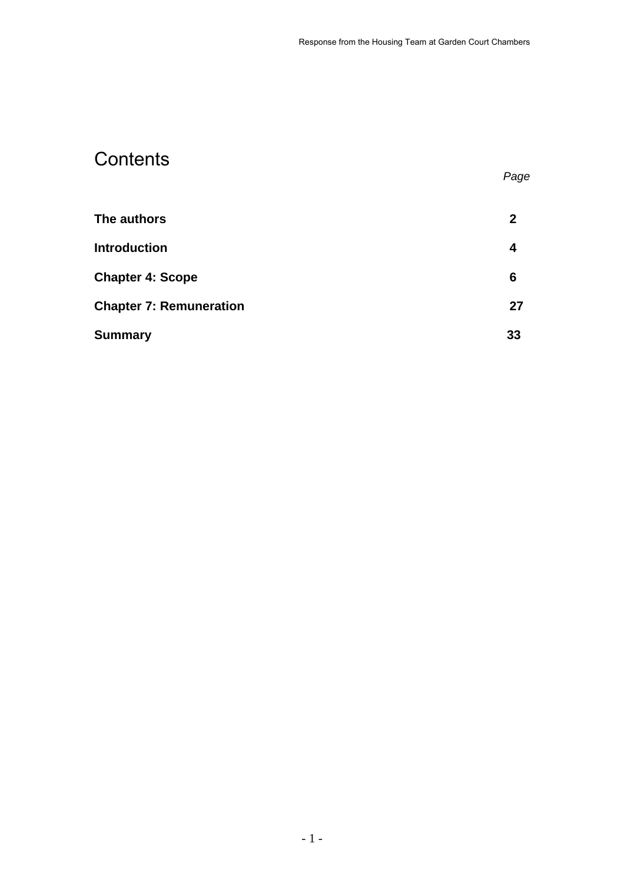# Contents

| | *Page* |
|---|---|
| **The authors** | **2** |
| **Introduction** | **4** |
| **Chapter 4: Scope** | **6** |
| **Chapter 7: Remuneration** | **27** |
| **Summary** | **33** |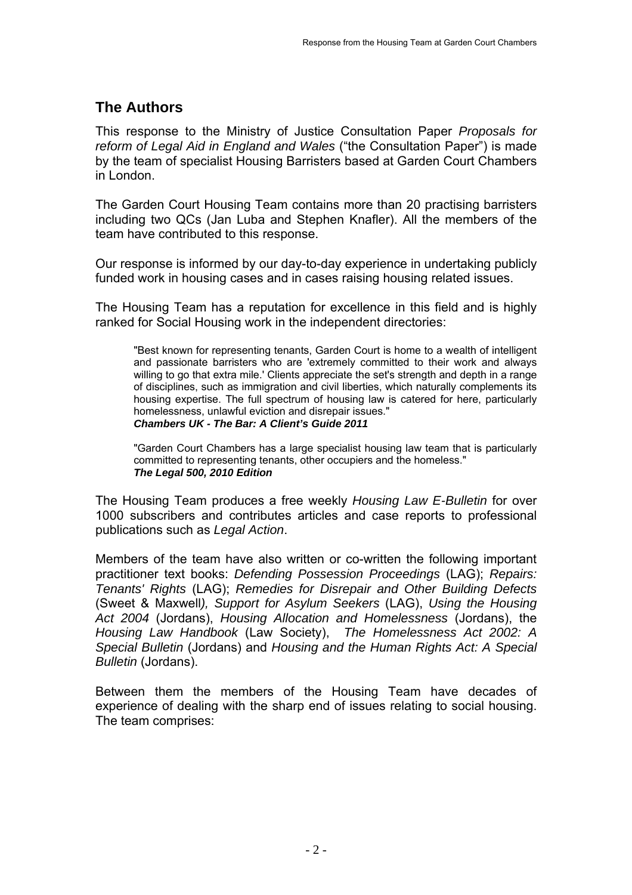## The Authors

This response to the Ministry of Justice Consultation Paper *Proposals for reform of Legal Aid in England and Wales* ("the Consultation Paper") is made by the team of specialist Housing Barristers based at Garden Court Chambers in London.

The Garden Court Housing Team contains more than 20 practising barristers including two QCs (Jan Luba and Stephen Knafler). All the members of the team have contributed to this response.

Our response is informed by our day-to-day experience in undertaking publicly funded work in housing cases and in cases raising housing related issues.

The Housing Team has a reputation for excellence in this field and is highly ranked for Social Housing work in the independent directories:

> "Best known for representing tenants, Garden Court is home to a wealth of intelligent and passionate barristers who are 'extremely committed to their work and always willing to go that extra mile.' Clients appreciate the set's strength and depth in a range of disciplines, such as immigration and civil liberties, which naturally complements its housing expertise. The full spectrum of housing law is catered for here, particularly homelessness, unlawful eviction and disrepair issues."
> ***Chambers UK - The Bar: A Client's Guide 2011***

> "Garden Court Chambers has a large specialist housing law team that is particularly committed to representing tenants, other occupiers and the homeless."
> ***The Legal 500, 2010 Edition***

The Housing Team produces a free weekly *Housing Law E-Bulletin* for over 1000 subscribers and contributes articles and case reports to professional publications such as *Legal Action*.

Members of the team have also written or co-written the following important practitioner text books: *Defending Possession Proceedings* (LAG); *Repairs: Tenants' Rights* (LAG); *Remedies for Disrepair and Other Building Defects* (Sweet & Maxwell*), Support for Asylum Seekers* (LAG), *Using the Housing Act 2004* (Jordans), *Housing Allocation and Homelessness* (Jordans), the *Housing Law Handbook* (Law Society), *The Homelessness Act 2002: A Special Bulletin* (Jordans) and *Housing and the Human Rights Act: A Special Bulletin* (Jordans).

Between them the members of the Housing Team have decades of experience of dealing with the sharp end of issues relating to social housing. The team comprises: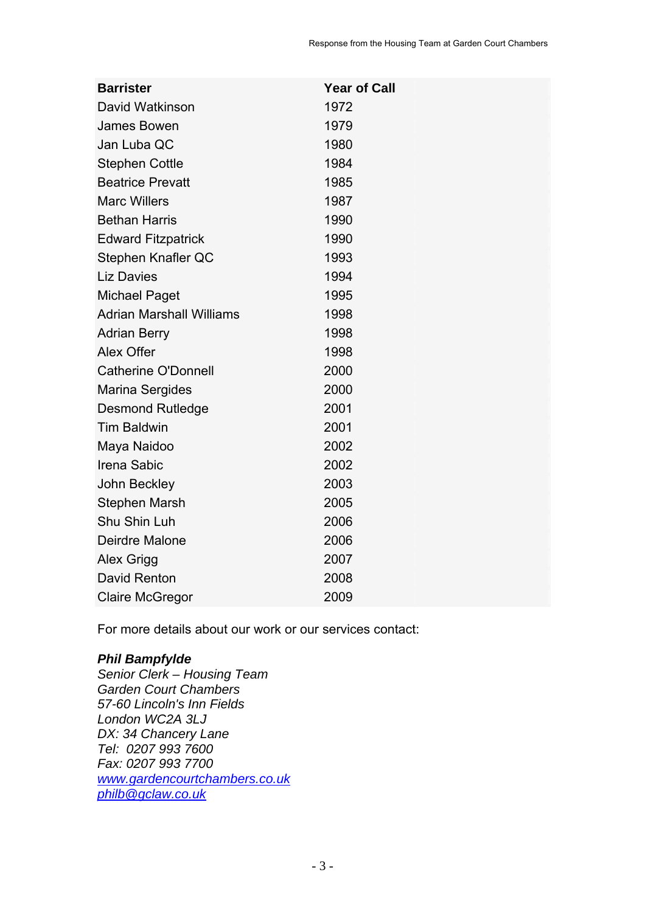| Barrister | Year of Call |
|---|---|
| David Watkinson | 1972 |
| James Bowen | 1979 |
| Jan Luba QC | 1980 |
| Stephen Cottle | 1984 |
| Beatrice Prevatt | 1985 |
| Marc Willers | 1987 |
| Bethan Harris | 1990 |
| Edward Fitzpatrick | 1990 |
| Stephen Knafler QC | 1993 |
| Liz Davies | 1994 |
| Michael Paget | 1995 |
| Adrian Marshall Williams | 1998 |
| Adrian Berry | 1998 |
| Alex Offer | 1998 |
| Catherine O'Donnell | 2000 |
| Marina Sergides | 2000 |
| Desmond Rutledge | 2001 |
| Tim Baldwin | 2001 |
| Maya Naidoo | 2002 |
| Irena Sabic | 2002 |
| John Beckley | 2003 |
| Stephen Marsh | 2005 |
| Shu Shin Luh | 2006 |
| Deirdre Malone | 2006 |
| Alex Grigg | 2007 |
| David Renton | 2008 |
| Claire McGregor | 2009 |

For more details about our work or our services contact:

***Phil Bampfylde***
*Senior Clerk – Housing Team*
*Garden Court Chambers*
*57-60 Lincoln's Inn Fields*
*London WC2A 3LJ*
*DX: 34 Chancery Lane*
*Tel: 0207 993 7600*
*Fax: 0207 993 7700*
*www.gardencourtchambers.co.uk*
*philb@gclaw.co.uk*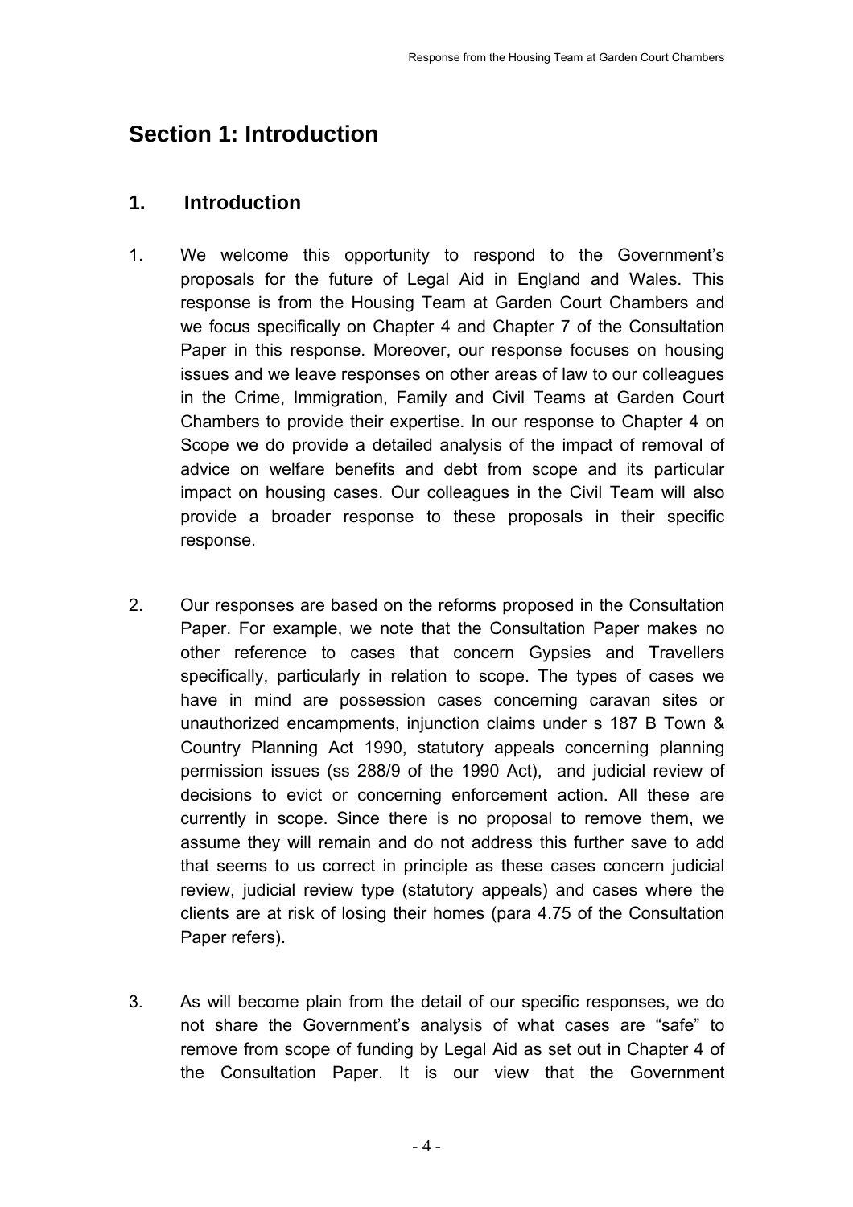# Section 1: Introduction

## 1. Introduction

1. We welcome this opportunity to respond to the Government's proposals for the future of Legal Aid in England and Wales. This response is from the Housing Team at Garden Court Chambers and we focus specifically on Chapter 4 and Chapter 7 of the Consultation Paper in this response. Moreover, our response focuses on housing issues and we leave responses on other areas of law to our colleagues in the Crime, Immigration, Family and Civil Teams at Garden Court Chambers to provide their expertise. In our response to Chapter 4 on Scope we do provide a detailed analysis of the impact of removal of advice on welfare benefits and debt from scope and its particular impact on housing cases. Our colleagues in the Civil Team will also provide a broader response to these proposals in their specific response.

2. Our responses are based on the reforms proposed in the Consultation Paper. For example, we note that the Consultation Paper makes no other reference to cases that concern Gypsies and Travellers specifically, particularly in relation to scope. The types of cases we have in mind are possession cases concerning caravan sites or unauthorized encampments, injunction claims under s 187 B Town & Country Planning Act 1990, statutory appeals concerning planning permission issues (ss 288/9 of the 1990 Act), and judicial review of decisions to evict or concerning enforcement action. All these are currently in scope. Since there is no proposal to remove them, we assume they will remain and do not address this further save to add that seems to us correct in principle as these cases concern judicial review, judicial review type (statutory appeals) and cases where the clients are at risk of losing their homes (para 4.75 of the Consultation Paper refers).

3. As will become plain from the detail of our specific responses, we do not share the Government's analysis of what cases are "safe" to remove from scope of funding by Legal Aid as set out in Chapter 4 of the Consultation Paper. It is our view that the Government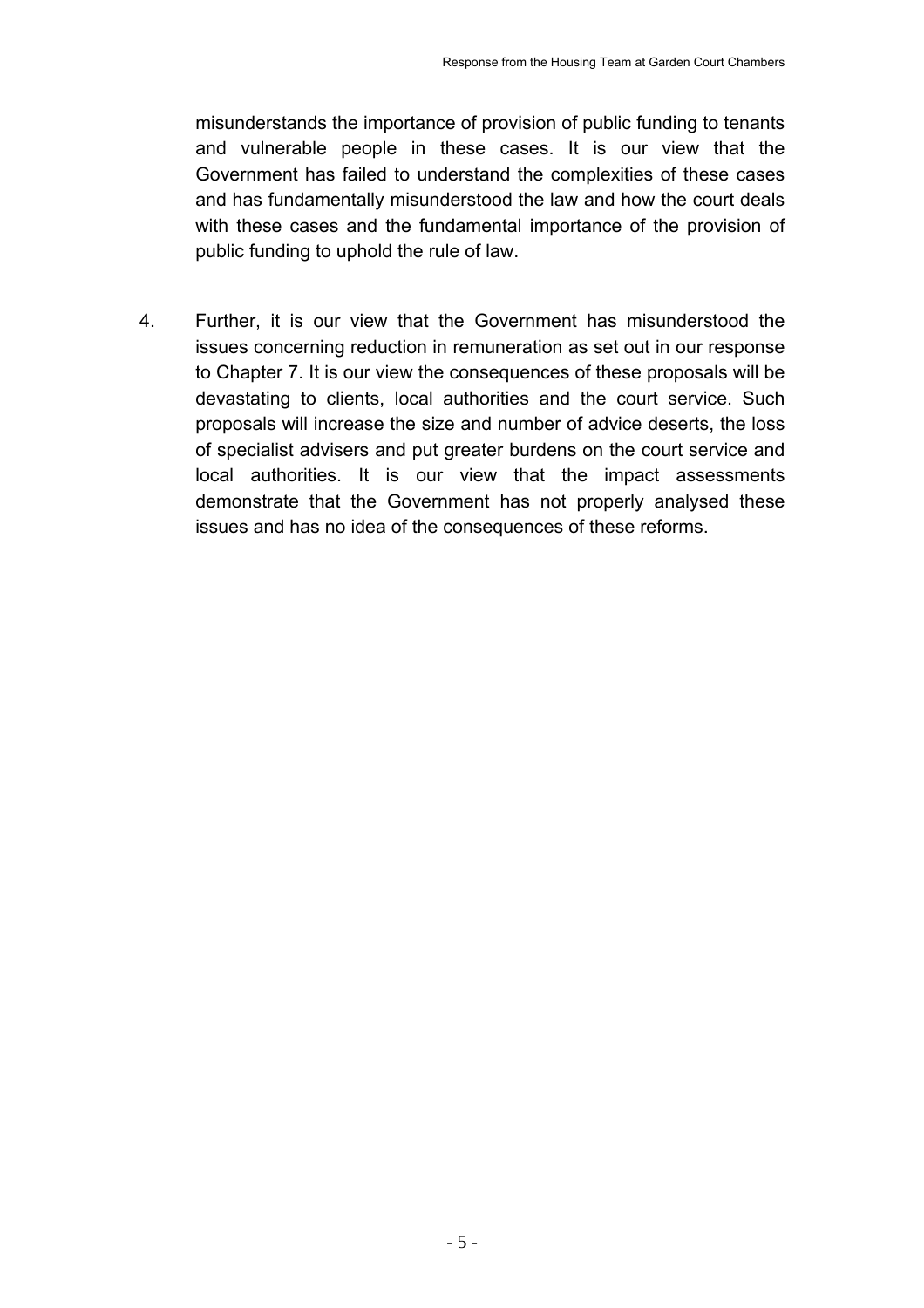misunderstands the importance of provision of public funding to tenants and vulnerable people in these cases. It is our view that the Government has failed to understand the complexities of these cases and has fundamentally misunderstood the law and how the court deals with these cases and the fundamental importance of the provision of public funding to uphold the rule of law.

4. Further, it is our view that the Government has misunderstood the issues concerning reduction in remuneration as set out in our response to Chapter 7. It is our view the consequences of these proposals will be devastating to clients, local authorities and the court service. Such proposals will increase the size and number of advice deserts, the loss of specialist advisers and put greater burdens on the court service and local authorities. It is our view that the impact assessments demonstrate that the Government has not properly analysed these issues and has no idea of the consequences of these reforms.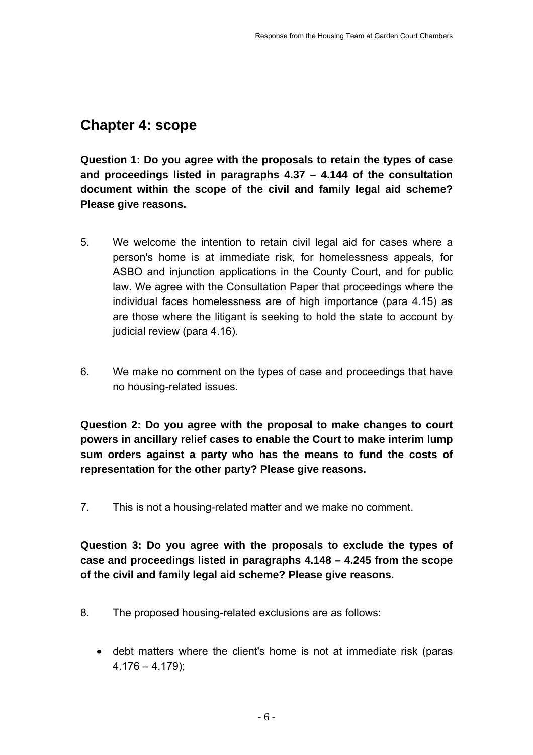## Chapter 4: scope

**Question 1: Do you agree with the proposals to retain the types of case and proceedings listed in paragraphs 4.37 – 4.144 of the consultation document within the scope of the civil and family legal aid scheme? Please give reasons.**

5. We welcome the intention to retain civil legal aid for cases where a person's home is at immediate risk, for homelessness appeals, for ASBO and injunction applications in the County Court, and for public law. We agree with the Consultation Paper that proceedings where the individual faces homelessness are of high importance (para 4.15) as are those where the litigant is seeking to hold the state to account by judicial review (para 4.16).

6. We make no comment on the types of case and proceedings that have no housing-related issues.

**Question 2: Do you agree with the proposal to make changes to court powers in ancillary relief cases to enable the Court to make interim lump sum orders against a party who has the means to fund the costs of representation for the other party? Please give reasons.**

7. This is not a housing-related matter and we make no comment.

**Question 3: Do you agree with the proposals to exclude the types of case and proceedings listed in paragraphs 4.148 – 4.245 from the scope of the civil and family legal aid scheme? Please give reasons.**

8. The proposed housing-related exclusions are as follows:

   - debt matters where the client's home is not at immediate risk (paras 4.176 – 4.179);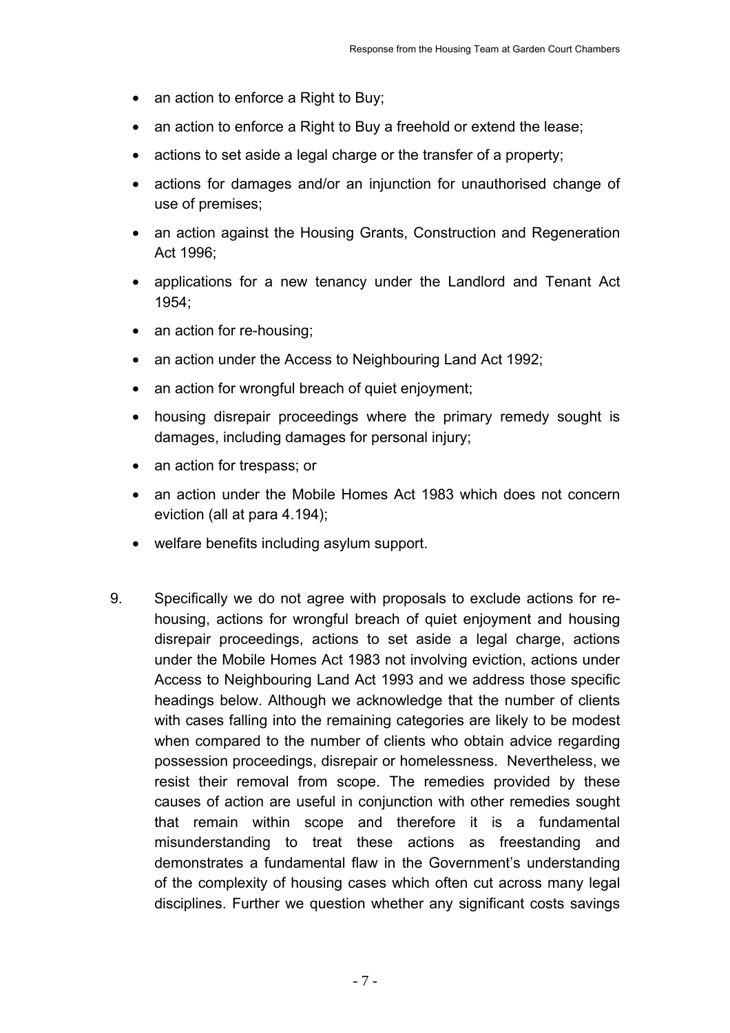- an action to enforce a Right to Buy;
- an action to enforce a Right to Buy a freehold or extend the lease;
- actions to set aside a legal charge or the transfer of a property;
- actions for damages and/or an injunction for unauthorised change of use of premises;
- an action against the Housing Grants, Construction and Regeneration Act 1996;
- applications for a new tenancy under the Landlord and Tenant Act 1954;
- an action for re-housing;
- an action under the Access to Neighbouring Land Act 1992;
- an action for wrongful breach of quiet enjoyment;
- housing disrepair proceedings where the primary remedy sought is damages, including damages for personal injury;
- an action for trespass; or
- an action under the Mobile Homes Act 1983 which does not concern eviction (all at para 4.194);
- welfare benefits including asylum support.

9. Specifically we do not agree with proposals to exclude actions for re-housing, actions for wrongful breach of quiet enjoyment and housing disrepair proceedings, actions to set aside a legal charge, actions under the Mobile Homes Act 1983 not involving eviction, actions under Access to Neighbouring Land Act 1993 and we address those specific headings below. Although we acknowledge that the number of clients with cases falling into the remaining categories are likely to be modest when compared to the number of clients who obtain advice regarding possession proceedings, disrepair or homelessness. Nevertheless, we resist their removal from scope. The remedies provided by these causes of action are useful in conjunction with other remedies sought that remain within scope and therefore it is a fundamental misunderstanding to treat these actions as freestanding and demonstrates a fundamental flaw in the Government's understanding of the complexity of housing cases which often cut across many legal disciplines. Further we question whether any significant costs savings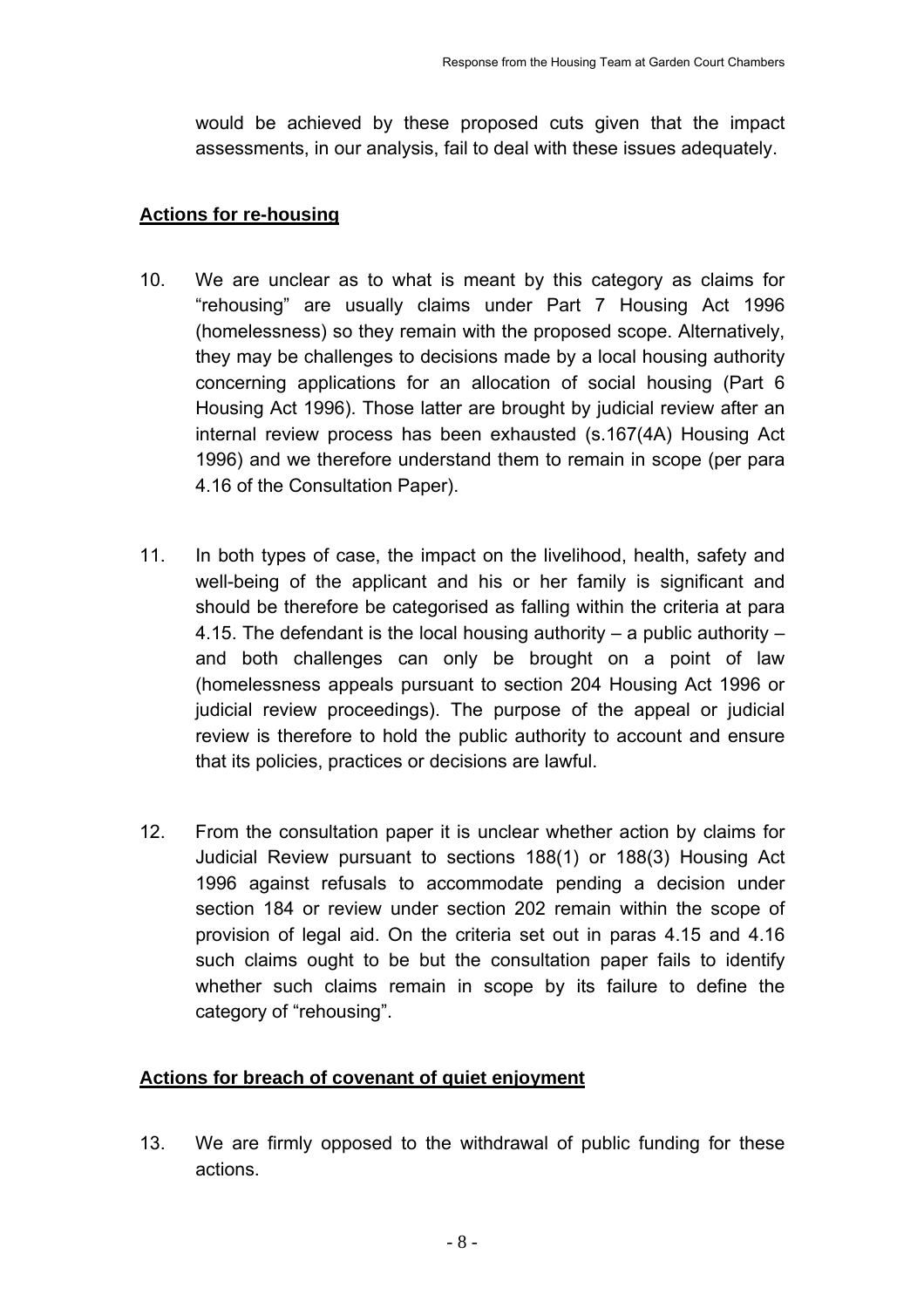would be achieved by these proposed cuts given that the impact assessments, in our analysis, fail to deal with these issues adequately.

## Actions for re-housing

10. We are unclear as to what is meant by this category as claims for "rehousing" are usually claims under Part 7 Housing Act 1996 (homelessness) so they remain with the proposed scope. Alternatively, they may be challenges to decisions made by a local housing authority concerning applications for an allocation of social housing (Part 6 Housing Act 1996). Those latter are brought by judicial review after an internal review process has been exhausted (s.167(4A) Housing Act 1996) and we therefore understand them to remain in scope (per para 4.16 of the Consultation Paper).

11. In both types of case, the impact on the livelihood, health, safety and well-being of the applicant and his or her family is significant and should be therefore be categorised as falling within the criteria at para 4.15. The defendant is the local housing authority – a public authority – and both challenges can only be brought on a point of law (homelessness appeals pursuant to section 204 Housing Act 1996 or judicial review proceedings). The purpose of the appeal or judicial review is therefore to hold the public authority to account and ensure that its policies, practices or decisions are lawful.

12. From the consultation paper it is unclear whether action by claims for Judicial Review pursuant to sections 188(1) or 188(3) Housing Act 1996 against refusals to accommodate pending a decision under section 184 or review under section 202 remain within the scope of provision of legal aid. On the criteria set out in paras 4.15 and 4.16 such claims ought to be but the consultation paper fails to identify whether such claims remain in scope by its failure to define the category of "rehousing".

## Actions for breach of covenant of quiet enjoyment

13. We are firmly opposed to the withdrawal of public funding for these actions.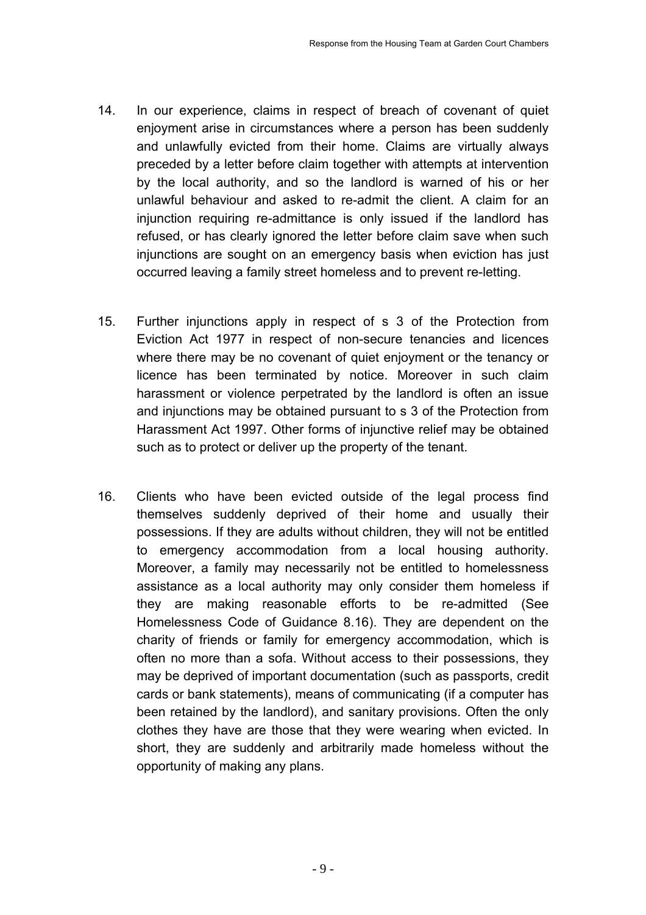14. In our experience, claims in respect of breach of covenant of quiet enjoyment arise in circumstances where a person has been suddenly and unlawfully evicted from their home. Claims are virtually always preceded by a letter before claim together with attempts at intervention by the local authority, and so the landlord is warned of his or her unlawful behaviour and asked to re-admit the client. A claim for an injunction requiring re-admittance is only issued if the landlord has refused, or has clearly ignored the letter before claim save when such injunctions are sought on an emergency basis when eviction has just occurred leaving a family street homeless and to prevent re-letting.

15. Further injunctions apply in respect of s 3 of the Protection from Eviction Act 1977 in respect of non-secure tenancies and licences where there may be no covenant of quiet enjoyment or the tenancy or licence has been terminated by notice. Moreover in such claim harassment or violence perpetrated by the landlord is often an issue and injunctions may be obtained pursuant to s 3 of the Protection from Harassment Act 1997. Other forms of injunctive relief may be obtained such as to protect or deliver up the property of the tenant.

16. Clients who have been evicted outside of the legal process find themselves suddenly deprived of their home and usually their possessions. If they are adults without children, they will not be entitled to emergency accommodation from a local housing authority. Moreover, a family may necessarily not be entitled to homelessness assistance as a local authority may only consider them homeless if they are making reasonable efforts to be re-admitted (See Homelessness Code of Guidance 8.16). They are dependent on the charity of friends or family for emergency accommodation, which is often no more than a sofa. Without access to their possessions, they may be deprived of important documentation (such as passports, credit cards or bank statements), means of communicating (if a computer has been retained by the landlord), and sanitary provisions. Often the only clothes they have are those that they were wearing when evicted. In short, they are suddenly and arbitrarily made homeless without the opportunity of making any plans.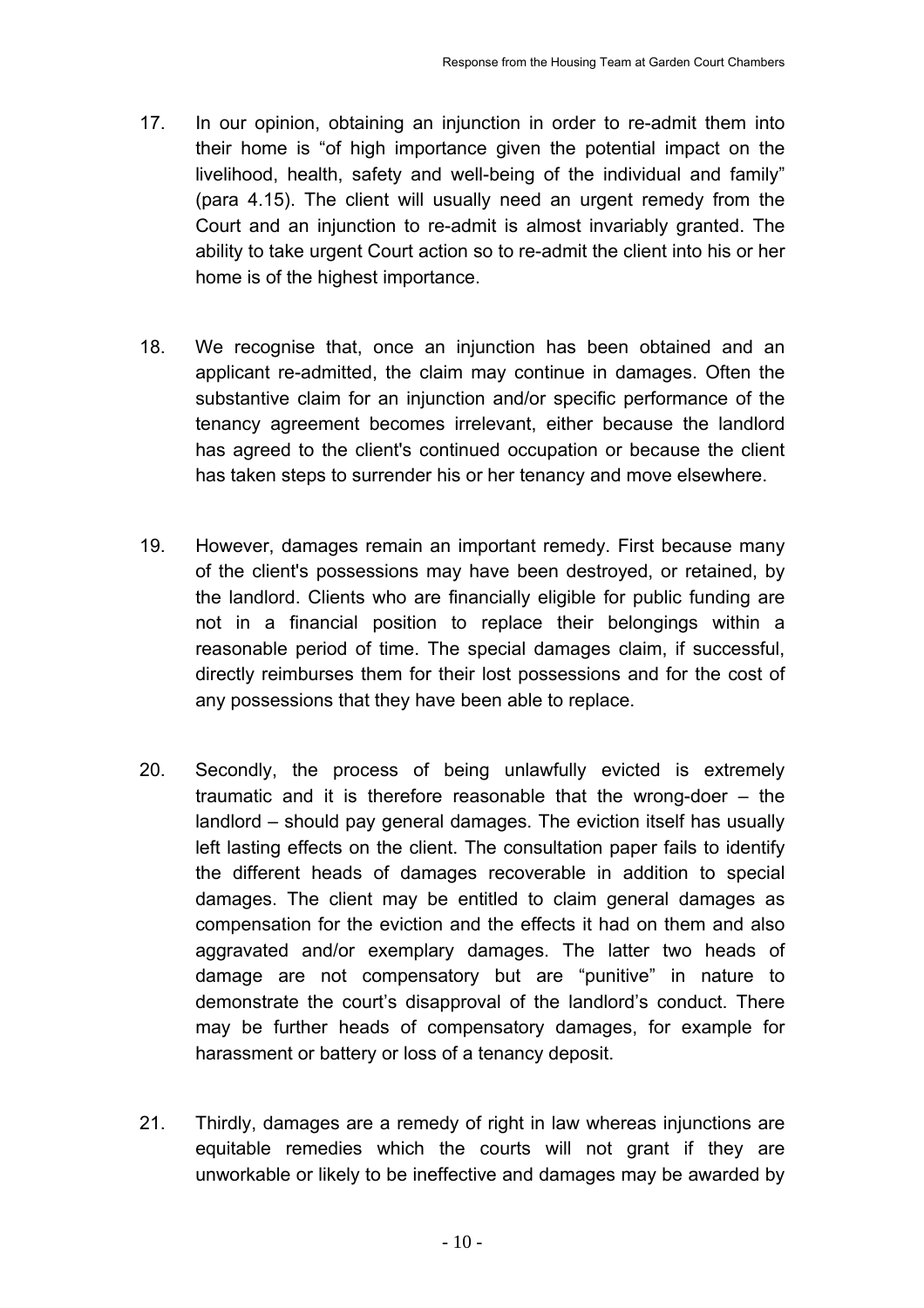17. In our opinion, obtaining an injunction in order to re-admit them into their home is "of high importance given the potential impact on the livelihood, health, safety and well-being of the individual and family" (para 4.15). The client will usually need an urgent remedy from the Court and an injunction to re-admit is almost invariably granted. The ability to take urgent Court action so to re-admit the client into his or her home is of the highest importance.

18. We recognise that, once an injunction has been obtained and an applicant re-admitted, the claim may continue in damages. Often the substantive claim for an injunction and/or specific performance of the tenancy agreement becomes irrelevant, either because the landlord has agreed to the client's continued occupation or because the client has taken steps to surrender his or her tenancy and move elsewhere.

19. However, damages remain an important remedy. First because many of the client's possessions may have been destroyed, or retained, by the landlord. Clients who are financially eligible for public funding are not in a financial position to replace their belongings within a reasonable period of time. The special damages claim, if successful, directly reimburses them for their lost possessions and for the cost of any possessions that they have been able to replace.

20. Secondly, the process of being unlawfully evicted is extremely traumatic and it is therefore reasonable that the wrong-doer – the landlord – should pay general damages. The eviction itself has usually left lasting effects on the client. The consultation paper fails to identify the different heads of damages recoverable in addition to special damages. The client may be entitled to claim general damages as compensation for the eviction and the effects it had on them and also aggravated and/or exemplary damages. The latter two heads of damage are not compensatory but are "punitive" in nature to demonstrate the court's disapproval of the landlord's conduct. There may be further heads of compensatory damages, for example for harassment or battery or loss of a tenancy deposit.

21. Thirdly, damages are a remedy of right in law whereas injunctions are equitable remedies which the courts will not grant if they are unworkable or likely to be ineffective and damages may be awarded by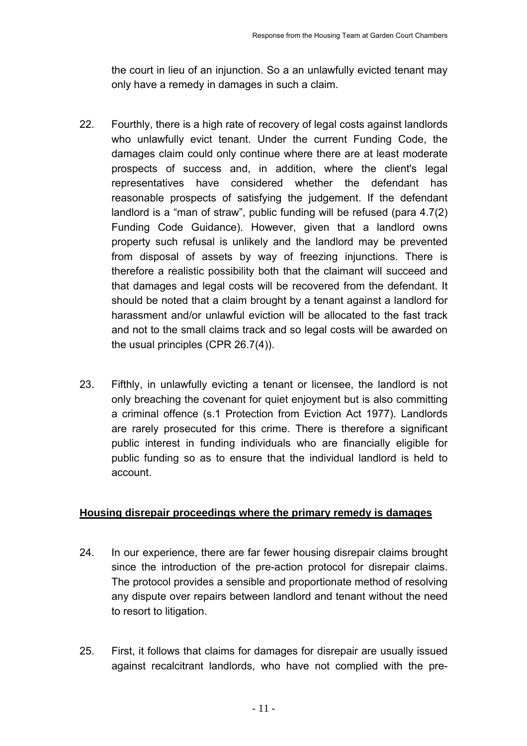the court in lieu of an injunction. So a an unlawfully evicted tenant may only have a remedy in damages in such a claim.

22. Fourthly, there is a high rate of recovery of legal costs against landlords who unlawfully evict tenant. Under the current Funding Code, the damages claim could only continue where there are at least moderate prospects of success and, in addition, where the client's legal representatives have considered whether the defendant has reasonable prospects of satisfying the judgement. If the defendant landlord is a "man of straw", public funding will be refused (para 4.7(2) Funding Code Guidance). However, given that a landlord owns property such refusal is unlikely and the landlord may be prevented from disposal of assets by way of freezing injunctions. There is therefore a realistic possibility both that the claimant will succeed and that damages and legal costs will be recovered from the defendant. It should be noted that a claim brought by a tenant against a landlord for harassment and/or unlawful eviction will be allocated to the fast track and not to the small claims track and so legal costs will be awarded on the usual principles (CPR 26.7(4)).

23. Fifthly, in unlawfully evicting a tenant or licensee, the landlord is not only breaching the covenant for quiet enjoyment but is also committing a criminal offence (s.1 Protection from Eviction Act 1977). Landlords are rarely prosecuted for this crime. There is therefore a significant public interest in funding individuals who are financially eligible for public funding so as to ensure that the individual landlord is held to account.

**Housing disrepair proceedings where the primary remedy is damages**

24. In our experience, there are far fewer housing disrepair claims brought since the introduction of the pre-action protocol for disrepair claims. The protocol provides a sensible and proportionate method of resolving any dispute over repairs between landlord and tenant without the need to resort to litigation.

25. First, it follows that claims for damages for disrepair are usually issued against recalcitrant landlords, who have not complied with the pre-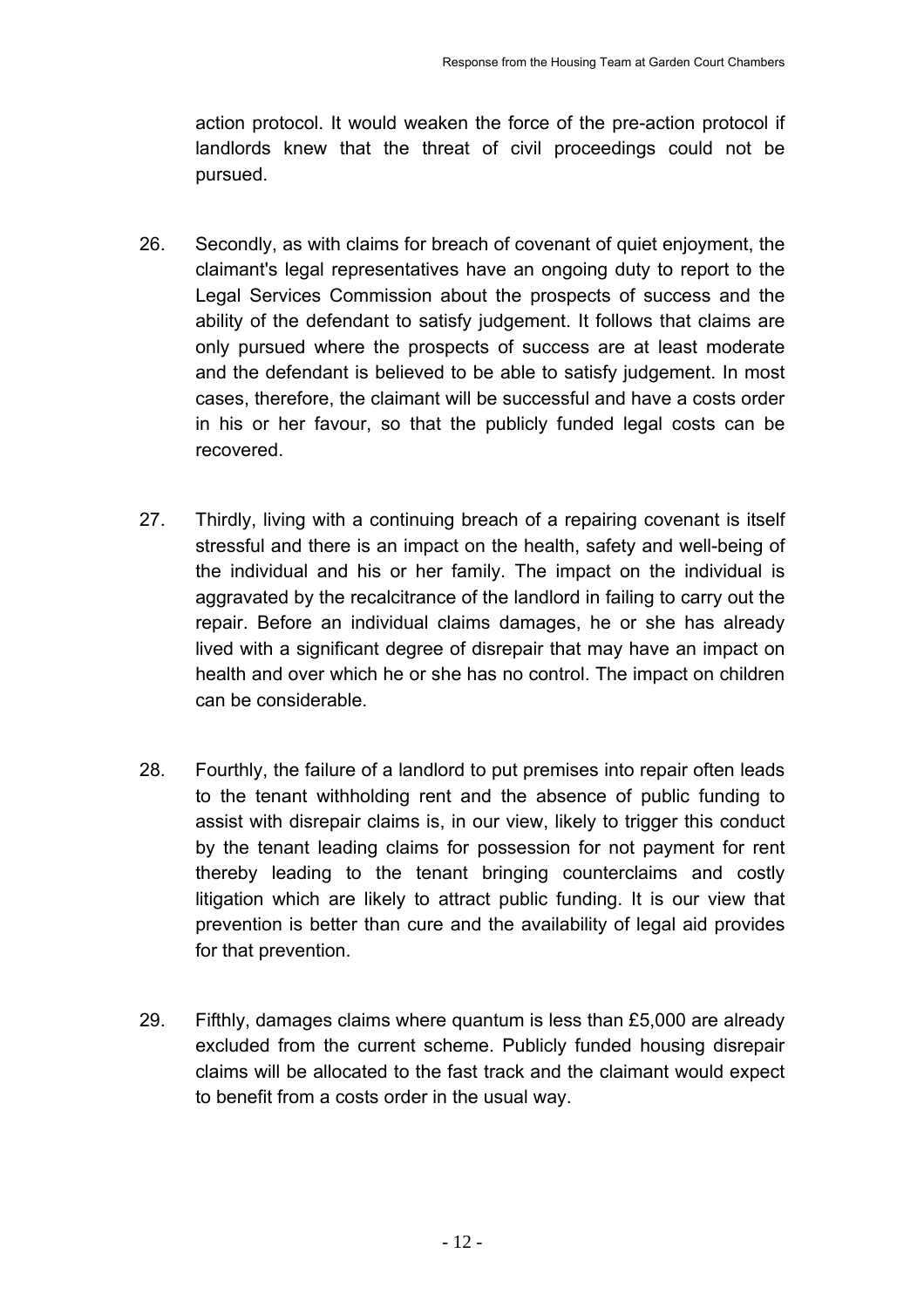action protocol. It would weaken the force of the pre-action protocol if landlords knew that the threat of civil proceedings could not be pursued.

26. Secondly, as with claims for breach of covenant of quiet enjoyment, the claimant's legal representatives have an ongoing duty to report to the Legal Services Commission about the prospects of success and the ability of the defendant to satisfy judgement. It follows that claims are only pursued where the prospects of success are at least moderate and the defendant is believed to be able to satisfy judgement. In most cases, therefore, the claimant will be successful and have a costs order in his or her favour, so that the publicly funded legal costs can be recovered.

27. Thirdly, living with a continuing breach of a repairing covenant is itself stressful and there is an impact on the health, safety and well-being of the individual and his or her family. The impact on the individual is aggravated by the recalcitrance of the landlord in failing to carry out the repair. Before an individual claims damages, he or she has already lived with a significant degree of disrepair that may have an impact on health and over which he or she has no control. The impact on children can be considerable.

28. Fourthly, the failure of a landlord to put premises into repair often leads to the tenant withholding rent and the absence of public funding to assist with disrepair claims is, in our view, likely to trigger this conduct by the tenant leading claims for possession for not payment for rent thereby leading to the tenant bringing counterclaims and costly litigation which are likely to attract public funding. It is our view that prevention is better than cure and the availability of legal aid provides for that prevention.

29. Fifthly, damages claims where quantum is less than £5,000 are already excluded from the current scheme. Publicly funded housing disrepair claims will be allocated to the fast track and the claimant would expect to benefit from a costs order in the usual way.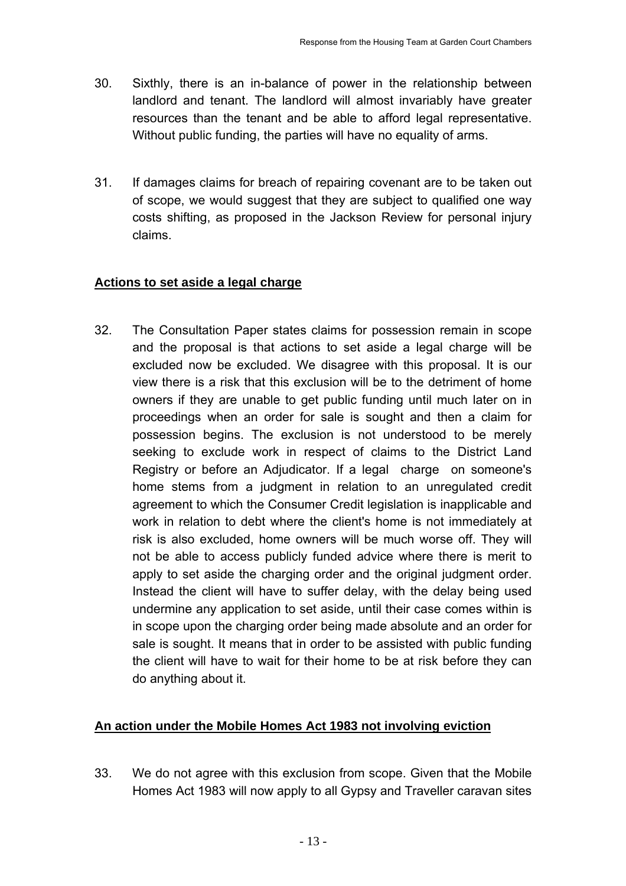30. Sixthly, there is an in-balance of power in the relationship between landlord and tenant. The landlord will almost invariably have greater resources than the tenant and be able to afford legal representative. Without public funding, the parties will have no equality of arms.

31. If damages claims for breach of repairing covenant are to be taken out of scope, we would suggest that they are subject to qualified one way costs shifting, as proposed in the Jackson Review for personal injury claims.

**Actions to set aside a legal charge**

32. The Consultation Paper states claims for possession remain in scope and the proposal is that actions to set aside a legal charge will be excluded now be excluded. We disagree with this proposal. It is our view there is a risk that this exclusion will be to the detriment of home owners if they are unable to get public funding until much later on in proceedings when an order for sale is sought and then a claim for possession begins. The exclusion is not understood to be merely seeking to exclude work in respect of claims to the District Land Registry or before an Adjudicator. If a legal charge on someone's home stems from a judgment in relation to an unregulated credit agreement to which the Consumer Credit legislation is inapplicable and work in relation to debt where the client's home is not immediately at risk is also excluded, home owners will be much worse off. They will not be able to access publicly funded advice where there is merit to apply to set aside the charging order and the original judgment order. Instead the client will have to suffer delay, with the delay being used undermine any application to set aside, until their case comes within is in scope upon the charging order being made absolute and an order for sale is sought. It means that in order to be assisted with public funding the client will have to wait for their home to be at risk before they can do anything about it.

**An action under the Mobile Homes Act 1983 not involving eviction**

33. We do not agree with this exclusion from scope. Given that the Mobile Homes Act 1983 will now apply to all Gypsy and Traveller caravan sites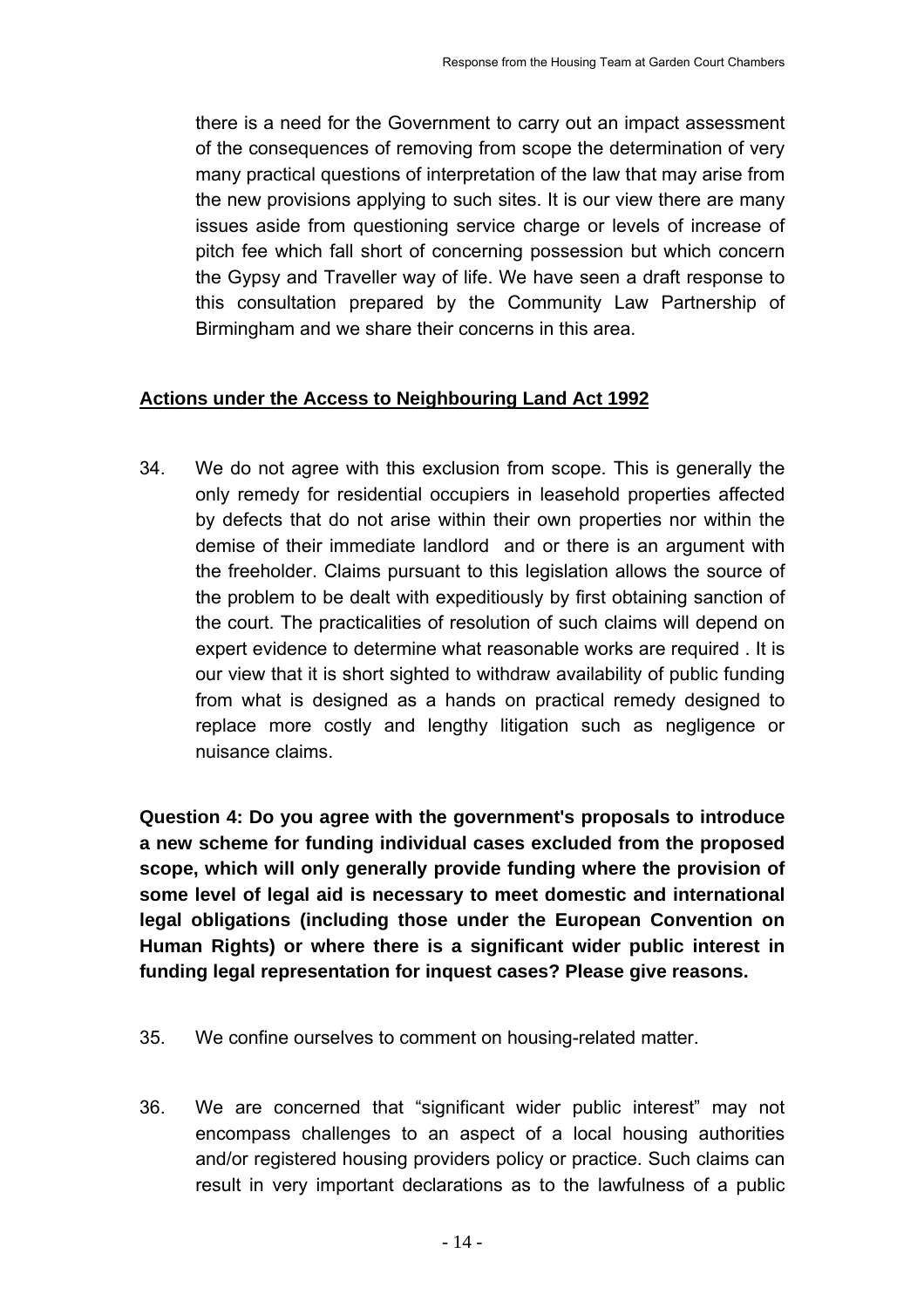there is a need for the Government to carry out an impact assessment of the consequences of removing from scope the determination of very many practical questions of interpretation of the law that may arise from the new provisions applying to such sites. It is our view there are many issues aside from questioning service charge or levels of increase of pitch fee which fall short of concerning possession but which concern the Gypsy and Traveller way of life. We have seen a draft response to this consultation prepared by the Community Law Partnership of Birmingham and we share their concerns in this area.

**Actions under the Access to Neighbouring Land Act 1992**

34. We do not agree with this exclusion from scope. This is generally the only remedy for residential occupiers in leasehold properties affected by defects that do not arise within their own properties nor within the demise of their immediate landlord and or there is an argument with the freeholder. Claims pursuant to this legislation allows the source of the problem to be dealt with expeditiously by first obtaining sanction of the court. The practicalities of resolution of such claims will depend on expert evidence to determine what reasonable works are required . It is our view that it is short sighted to withdraw availability of public funding from what is designed as a hands on practical remedy designed to replace more costly and lengthy litigation such as negligence or nuisance claims.

**Question 4: Do you agree with the government's proposals to introduce a new scheme for funding individual cases excluded from the proposed scope, which will only generally provide funding where the provision of some level of legal aid is necessary to meet domestic and international legal obligations (including those under the European Convention on Human Rights) or where there is a significant wider public interest in funding legal representation for inquest cases? Please give reasons.**

35. We confine ourselves to comment on housing-related matter.

36. We are concerned that "significant wider public interest" may not encompass challenges to an aspect of a local housing authorities and/or registered housing providers policy or practice. Such claims can result in very important declarations as to the lawfulness of a public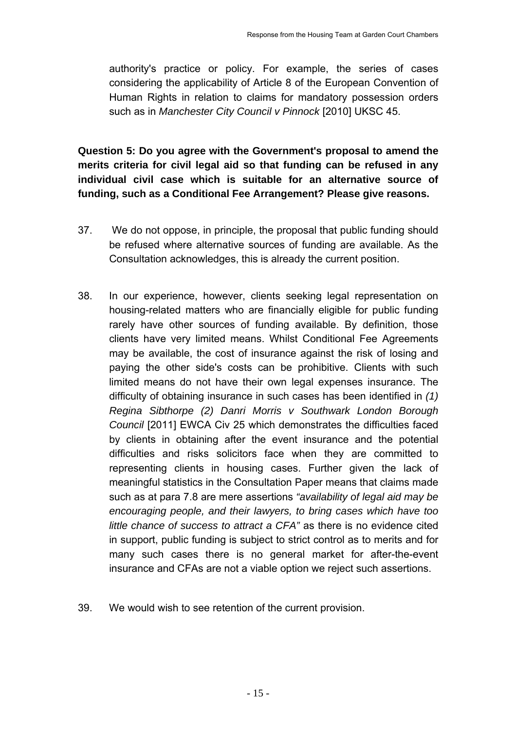authority's practice or policy. For example, the series of cases considering the applicability of Article 8 of the European Convention of Human Rights in relation to claims for mandatory possession orders such as in *Manchester City Council v Pinnock* [2010] UKSC 45.

**Question 5: Do you agree with the Government's proposal to amend the merits criteria for civil legal aid so that funding can be refused in any individual civil case which is suitable for an alternative source of funding, such as a Conditional Fee Arrangement? Please give reasons.**

37. We do not oppose, in principle, the proposal that public funding should be refused where alternative sources of funding are available. As the Consultation acknowledges, this is already the current position.

38. In our experience, however, clients seeking legal representation on housing-related matters who are financially eligible for public funding rarely have other sources of funding available. By definition, those clients have very limited means. Whilst Conditional Fee Agreements may be available, the cost of insurance against the risk of losing and paying the other side's costs can be prohibitive. Clients with such limited means do not have their own legal expenses insurance. The difficulty of obtaining insurance in such cases has been identified in *(1) Regina Sibthorpe (2) Danri Morris v Southwark London Borough Council* [2011] EWCA Civ 25 which demonstrates the difficulties faced by clients in obtaining after the event insurance and the potential difficulties and risks solicitors face when they are committed to representing clients in housing cases. Further given the lack of meaningful statistics in the Consultation Paper means that claims made such as at para 7.8 are mere assertions *"availability of legal aid may be encouraging people, and their lawyers, to bring cases which have too little chance of success to attract a CFA"* as there is no evidence cited in support, public funding is subject to strict control as to merits and for many such cases there is no general market for after-the-event insurance and CFAs are not a viable option we reject such assertions.

39. We would wish to see retention of the current provision.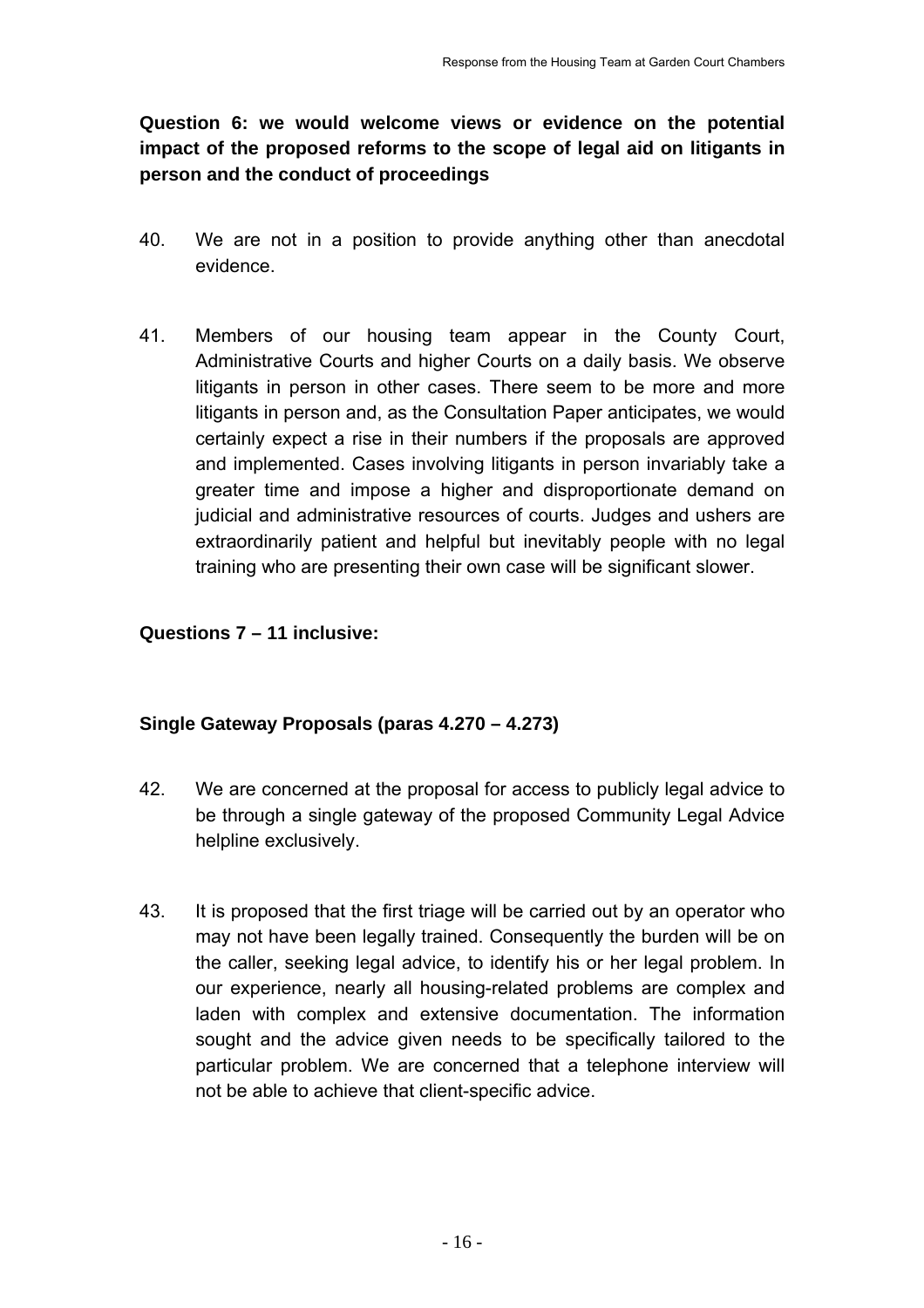**Question 6: we would welcome views or evidence on the potential impact of the proposed reforms to the scope of legal aid on litigants in person and the conduct of proceedings**

40. We are not in a position to provide anything other than anecdotal evidence.

41. Members of our housing team appear in the County Court, Administrative Courts and higher Courts on a daily basis. We observe litigants in person in other cases. There seem to be more and more litigants in person and, as the Consultation Paper anticipates, we would certainly expect a rise in their numbers if the proposals are approved and implemented. Cases involving litigants in person invariably take a greater time and impose a higher and disproportionate demand on judicial and administrative resources of courts. Judges and ushers are extraordinarily patient and helpful but inevitably people with no legal training who are presenting their own case will be significant slower.

**Questions 7 – 11 inclusive:**

**Single Gateway Proposals (paras 4.270 – 4.273)**

42. We are concerned at the proposal for access to publicly legal advice to be through a single gateway of the proposed Community Legal Advice helpline exclusively.

43. It is proposed that the first triage will be carried out by an operator who may not have been legally trained. Consequently the burden will be on the caller, seeking legal advice, to identify his or her legal problem. In our experience, nearly all housing-related problems are complex and laden with complex and extensive documentation. The information sought and the advice given needs to be specifically tailored to the particular problem. We are concerned that a telephone interview will not be able to achieve that client-specific advice.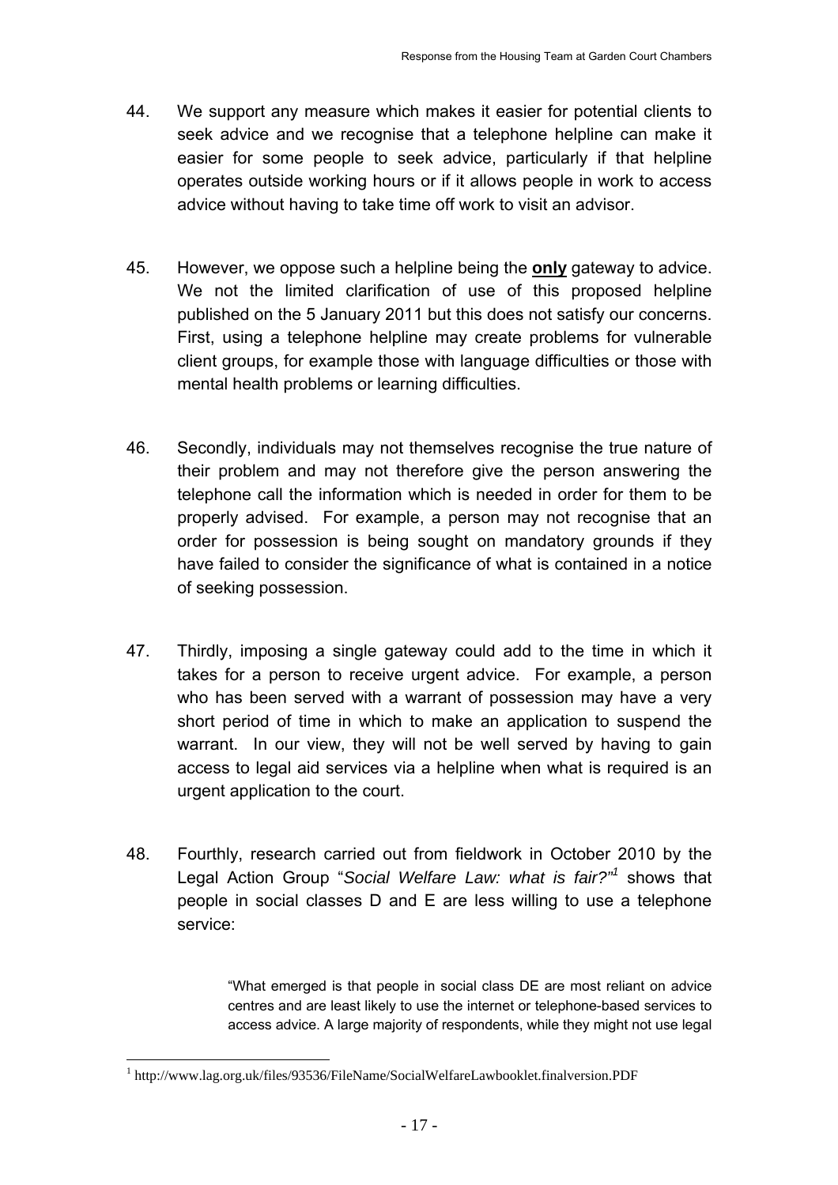44. We support any measure which makes it easier for potential clients to seek advice and we recognise that a telephone helpline can make it easier for some people to seek advice, particularly if that helpline operates outside working hours or if it allows people in work to access advice without having to take time off work to visit an advisor.

45. However, we oppose such a helpline being the **<u>only</u>** gateway to advice. We not the limited clarification of use of this proposed helpline published on the 5 January 2011 but this does not satisfy our concerns. First, using a telephone helpline may create problems for vulnerable client groups, for example those with language difficulties or those with mental health problems or learning difficulties.

46. Secondly, individuals may not themselves recognise the true nature of their problem and may not therefore give the person answering the telephone call the information which is needed in order for them to be properly advised. For example, a person may not recognise that an order for possession is being sought on mandatory grounds if they have failed to consider the significance of what is contained in a notice of seeking possession.

47. Thirdly, imposing a single gateway could add to the time in which it takes for a person to receive urgent advice. For example, a person who has been served with a warrant of possession may have a very short period of time in which to make an application to suspend the warrant. In our view, they will not be well served by having to gain access to legal aid services via a helpline when what is required is an urgent application to the court.

48. Fourthly, research carried out from fieldwork in October 2010 by the Legal Action Group "*Social Welfare Law: what is fair?*"[1] shows that people in social classes D and E are less willing to use a telephone service:

> "What emerged is that people in social class DE are most reliant on advice centres and are least likely to use the internet or telephone-based services to access advice. A large majority of respondents, while they might not use legal

[1] http://www.lag.org.uk/files/93536/FileName/SocialWelfareLawbooklet.finalversion.PDF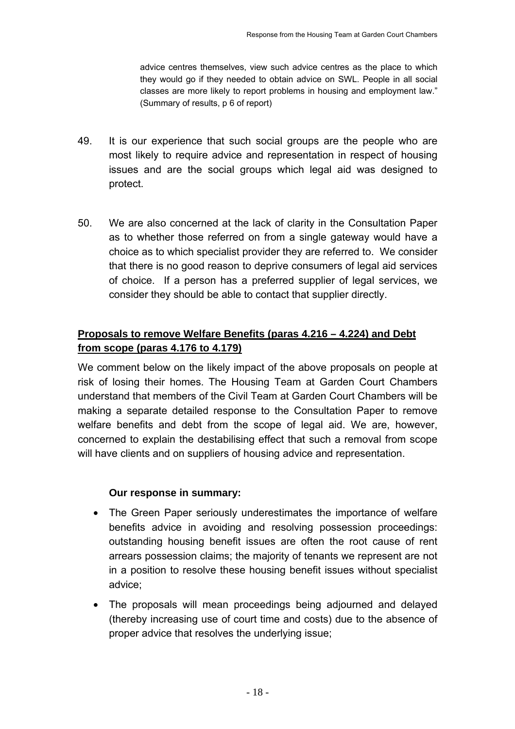> advice centres themselves, view such advice centres as the place to which they would go if they needed to obtain advice on SWL. People in all social classes are more likely to report problems in housing and employment law." (Summary of results, p 6 of report)

49. It is our experience that such social groups are the people who are most likely to require advice and representation in respect of housing issues and are the social groups which legal aid was designed to protect.

50. We are also concerned at the lack of clarity in the Consultation Paper as to whether those referred on from a single gateway would have a choice as to which specialist provider they are referred to. We consider that there is no good reason to deprive consumers of legal aid services of choice. If a person has a preferred supplier of legal services, we consider they should be able to contact that supplier directly.

**Proposals to remove Welfare Benefits (paras 4.216 – 4.224) and Debt from scope (paras 4.176 to 4.179)**

We comment below on the likely impact of the above proposals on people at risk of losing their homes. The Housing Team at Garden Court Chambers understand that members of the Civil Team at Garden Court Chambers will be making a separate detailed response to the Consultation Paper to remove welfare benefits and debt from the scope of legal aid. We are, however, concerned to explain the destabilising effect that such a removal from scope will have clients and on suppliers of housing advice and representation.

**Our response in summary:**

- The Green Paper seriously underestimates the importance of welfare benefits advice in avoiding and resolving possession proceedings: outstanding housing benefit issues are often the root cause of rent arrears possession claims; the majority of tenants we represent are not in a position to resolve these housing benefit issues without specialist advice;
- The proposals will mean proceedings being adjourned and delayed (thereby increasing use of court time and costs) due to the absence of proper advice that resolves the underlying issue;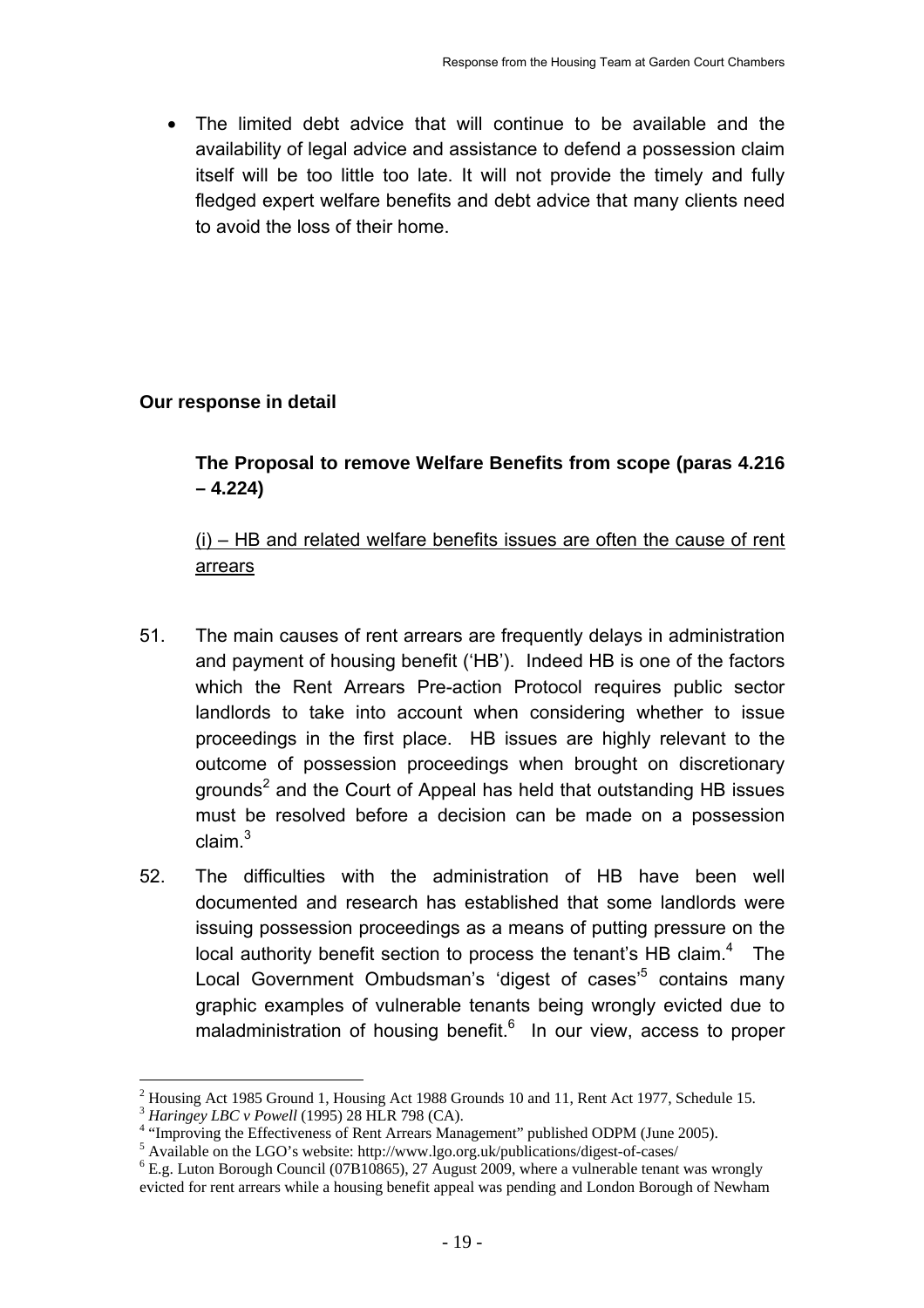- The limited debt advice that will continue to be available and the availability of legal advice and assistance to defend a possession claim itself will be too little too late. It will not provide the timely and fully fledged expert welfare benefits and debt advice that many clients need to avoid the loss of their home.

**Our response in detail**

**The Proposal to remove Welfare Benefits from scope (paras 4.216 – 4.224)**

<u>(i) – HB and related welfare benefits issues are often the cause of rent arrears</u>

51. The main causes of rent arrears are frequently delays in administration and payment of housing benefit ('HB'). Indeed HB is one of the factors which the Rent Arrears Pre-action Protocol requires public sector landlords to take into account when considering whether to issue proceedings in the first place. HB issues are highly relevant to the outcome of possession proceedings when brought on discretionary grounds[2] and the Court of Appeal has held that outstanding HB issues must be resolved before a decision can be made on a possession claim.[3]

52. The difficulties with the administration of HB have been well documented and research has established that some landlords were issuing possession proceedings as a means of putting pressure on the local authority benefit section to process the tenant's HB claim.[4] The Local Government Ombudsman's 'digest of cases'[5] contains many graphic examples of vulnerable tenants being wrongly evicted due to maladministration of housing benefit.[6] In our view, access to proper

[2] Housing Act 1985 Ground 1, Housing Act 1988 Grounds 10 and 11, Rent Act 1977, Schedule 15.

[3] *Haringey LBC v Powell* (1995) 28 HLR 798 (CA).

[4] "Improving the Effectiveness of Rent Arrears Management" published ODPM (June 2005).

[5] Available on the LGO's website: http://www.lgo.org.uk/publications/digest-of-cases/

[6] E.g. Luton Borough Council (07B10865), 27 August 2009, where a vulnerable tenant was wrongly evicted for rent arrears while a housing benefit appeal was pending and London Borough of Newham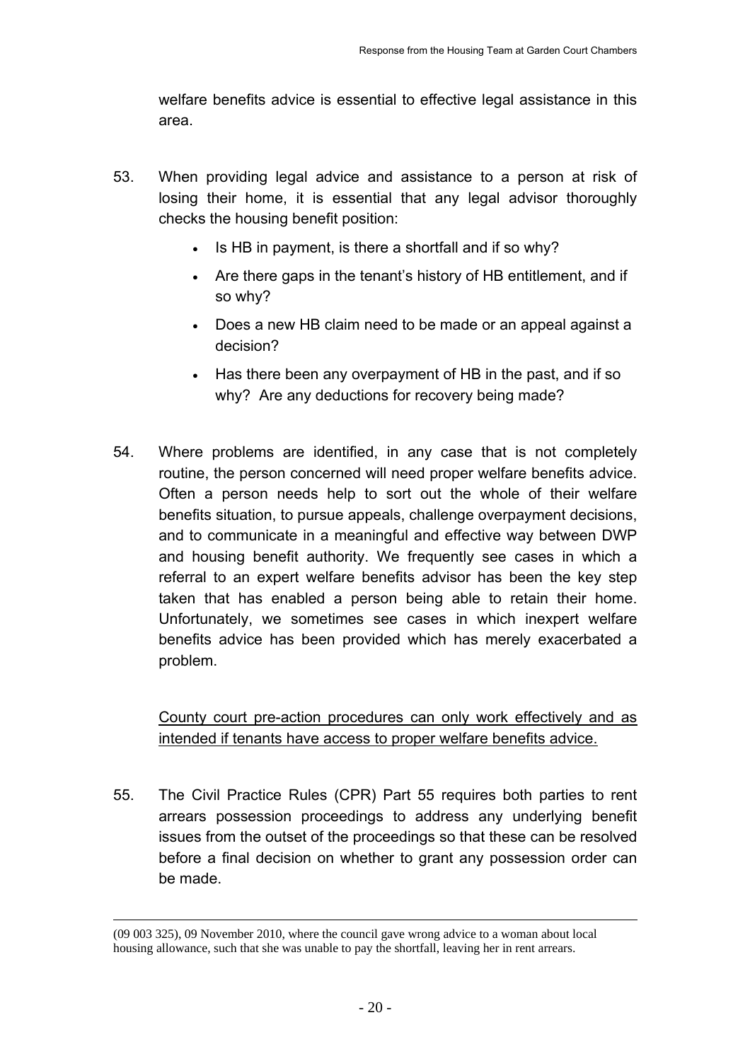welfare benefits advice is essential to effective legal assistance in this area.

53. When providing legal advice and assistance to a person at risk of losing their home, it is essential that any legal advisor thoroughly checks the housing benefit position:

- Is HB in payment, is there a shortfall and if so why?
- Are there gaps in the tenant's history of HB entitlement, and if so why?
- Does a new HB claim need to be made or an appeal against a decision?
- Has there been any overpayment of HB in the past, and if so why? Are any deductions for recovery being made?

54. Where problems are identified, in any case that is not completely routine, the person concerned will need proper welfare benefits advice. Often a person needs help to sort out the whole of their welfare benefits situation, to pursue appeals, challenge overpayment decisions, and to communicate in a meaningful and effective way between DWP and housing benefit authority. We frequently see cases in which a referral to an expert welfare benefits advisor has been the key step taken that has enabled a person being able to retain their home. Unfortunately, we sometimes see cases in which inexpert welfare benefits advice has been provided which has merely exacerbated a problem.

<u>County court pre-action procedures can only work effectively and as intended if tenants have access to proper welfare benefits advice.</u>

55. The Civil Practice Rules (CPR) Part 55 requires both parties to rent arrears possession proceedings to address any underlying benefit issues from the outset of the proceedings so that these can be resolved before a final decision on whether to grant any possession order can be made.

---

(09 003 325), 09 November 2010, where the council gave wrong advice to a woman about local housing allowance, such that she was unable to pay the shortfall, leaving her in rent arrears.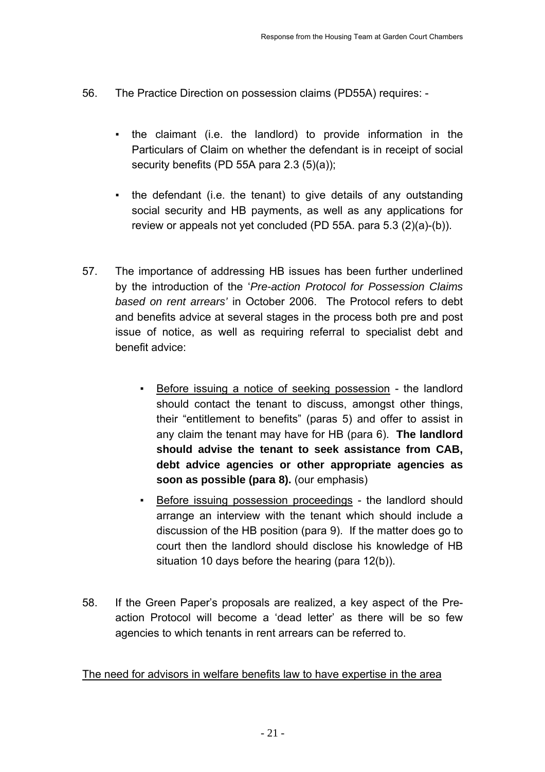56. The Practice Direction on possession claims (PD55A) requires: -

    - the claimant (i.e. the landlord) to provide information in the Particulars of Claim on whether the defendant is in receipt of social security benefits (PD 55A para 2.3 (5)(a));

    - the defendant (i.e. the tenant) to give details of any outstanding social security and HB payments, as well as any applications for review or appeals not yet concluded (PD 55A. para 5.3 (2)(a)-(b)).

57. The importance of addressing HB issues has been further underlined by the introduction of the '*Pre-action Protocol for Possession Claims based on rent arrears'* in October 2006. The Protocol refers to debt and benefits advice at several stages in the process both pre and post issue of notice, as well as requiring referral to specialist debt and benefit advice:

    - <u>Before issuing a notice of seeking possession</u> - the landlord should contact the tenant to discuss, amongst other things, their "entitlement to benefits" (paras 5) and offer to assist in any claim the tenant may have for HB (para 6). **The landlord should advise the tenant to seek assistance from CAB, debt advice agencies or other appropriate agencies as soon as possible (para 8).** (our emphasis)

    - <u>Before issuing possession proceedings</u> - the landlord should arrange an interview with the tenant which should include a discussion of the HB position (para 9). If the matter does go to court then the landlord should disclose his knowledge of HB situation 10 days before the hearing (para 12(b)).

58. If the Green Paper's proposals are realized, a key aspect of the Pre-action Protocol will become a 'dead letter' as there will be so few agencies to which tenants in rent arrears can be referred to.

<u>The need for advisors in welfare benefits law to have expertise in the area</u>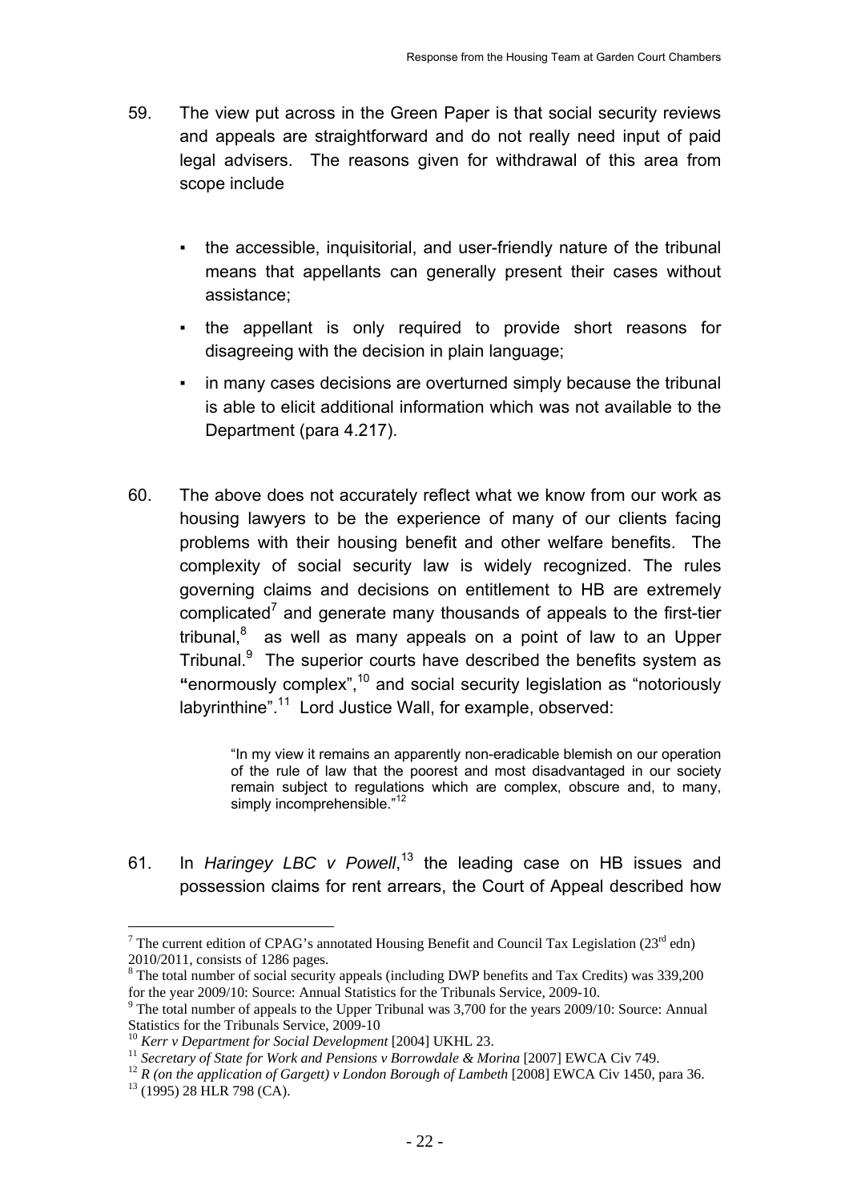59. The view put across in the Green Paper is that social security reviews and appeals are straightforward and do not really need input of paid legal advisers. The reasons given for withdrawal of this area from scope include

- the accessible, inquisitorial, and user-friendly nature of the tribunal means that appellants can generally present their cases without assistance;
- the appellant is only required to provide short reasons for disagreeing with the decision in plain language;
- in many cases decisions are overturned simply because the tribunal is able to elicit additional information which was not available to the Department (para 4.217).

60. The above does not accurately reflect what we know from our work as housing lawyers to be the experience of many of our clients facing problems with their housing benefit and other welfare benefits. The complexity of social security law is widely recognized. The rules governing claims and decisions on entitlement to HB are extremely complicated[7] and generate many thousands of appeals to the first-tier tribunal,[8] as well as many appeals on a point of law to an Upper Tribunal.[9] The superior courts have described the benefits system as "enormously complex",[10] and social security legislation as "notoriously labyrinthine".[11] Lord Justice Wall, for example, observed:

> "In my view it remains an apparently non-eradicable blemish on our operation of the rule of law that the poorest and most disadvantaged in our society remain subject to regulations which are complex, obscure and, to many, simply incomprehensible."[12]

61. In *Haringey LBC v Powell*,[13] the leading case on HB issues and possession claims for rent arrears, the Court of Appeal described how

---

[7] The current edition of CPAG's annotated Housing Benefit and Council Tax Legislation (23rd edn) 2010/2011, consists of 1286 pages.

[8] The total number of social security appeals (including DWP benefits and Tax Credits) was 339,200 for the year 2009/10: Source: Annual Statistics for the Tribunals Service, 2009-10.

[9] The total number of appeals to the Upper Tribunal was 3,700 for the years 2009/10: Source: Annual Statistics for the Tribunals Service, 2009-10

[10] *Kerr v Department for Social Development* [2004] UKHL 23.

[11] *Secretary of State for Work and Pensions v Borrowdale & Morina* [2007] EWCA Civ 749.

[12] *R (on the application of Gargett) v London Borough of Lambeth* [2008] EWCA Civ 1450, para 36.

[13] (1995) 28 HLR 798 (CA).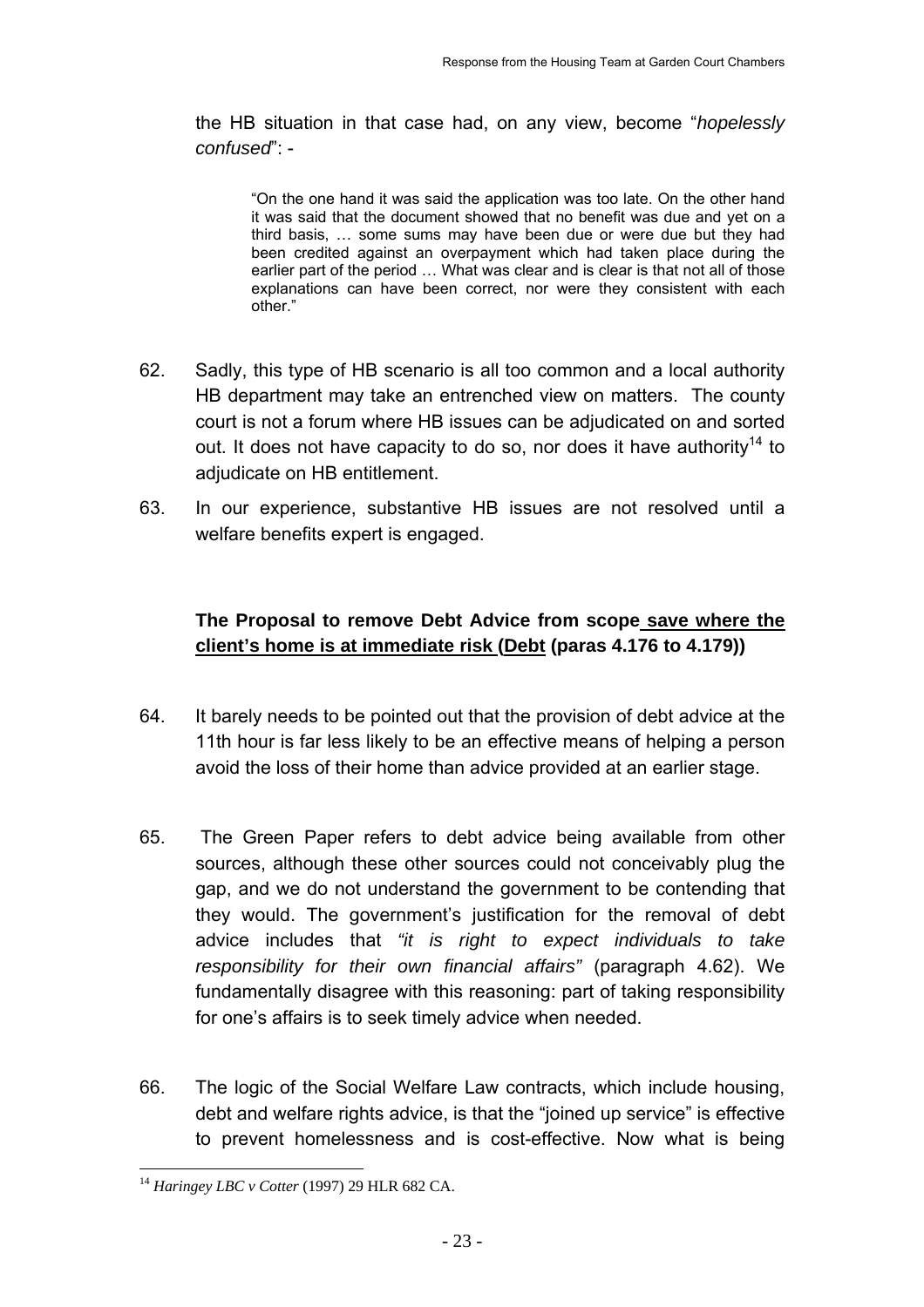the HB situation in that case had, on any view, become "*hopelessly confused*": -

> "On the one hand it was said the application was too late. On the other hand it was said that the document showed that no benefit was due and yet on a third basis, … some sums may have been due or were due but they had been credited against an overpayment which had taken place during the earlier part of the period … What was clear and is clear is that not all of those explanations can have been correct, nor were they consistent with each other."

62. Sadly, this type of HB scenario is all too common and a local authority HB department may take an entrenched view on matters. The county court is not a forum where HB issues can be adjudicated on and sorted out. It does not have capacity to do so, nor does it have authority[14] to adjudicate on HB entitlement.

63. In our experience, substantive HB issues are not resolved until a welfare benefits expert is engaged.

### The Proposal to remove Debt Advice from scope <u>save where the client's home is at immediate risk</u> (<u>Debt</u> (paras 4.176 to 4.179))

64. It barely needs to be pointed out that the provision of debt advice at the 11th hour is far less likely to be an effective means of helping a person avoid the loss of their home than advice provided at an earlier stage.

65. The Green Paper refers to debt advice being available from other sources, although these other sources could not conceivably plug the gap, and we do not understand the government to be contending that they would. The government's justification for the removal of debt advice includes that *"it is right to expect individuals to take responsibility for their own financial affairs"* (paragraph 4.62). We fundamentally disagree with this reasoning: part of taking responsibility for one's affairs is to seek timely advice when needed.

66. The logic of the Social Welfare Law contracts, which include housing, debt and welfare rights advice, is that the "joined up service" is effective to prevent homelessness and is cost-effective. Now what is being

[14] *Haringey LBC v Cotter* (1997) 29 HLR 682 CA.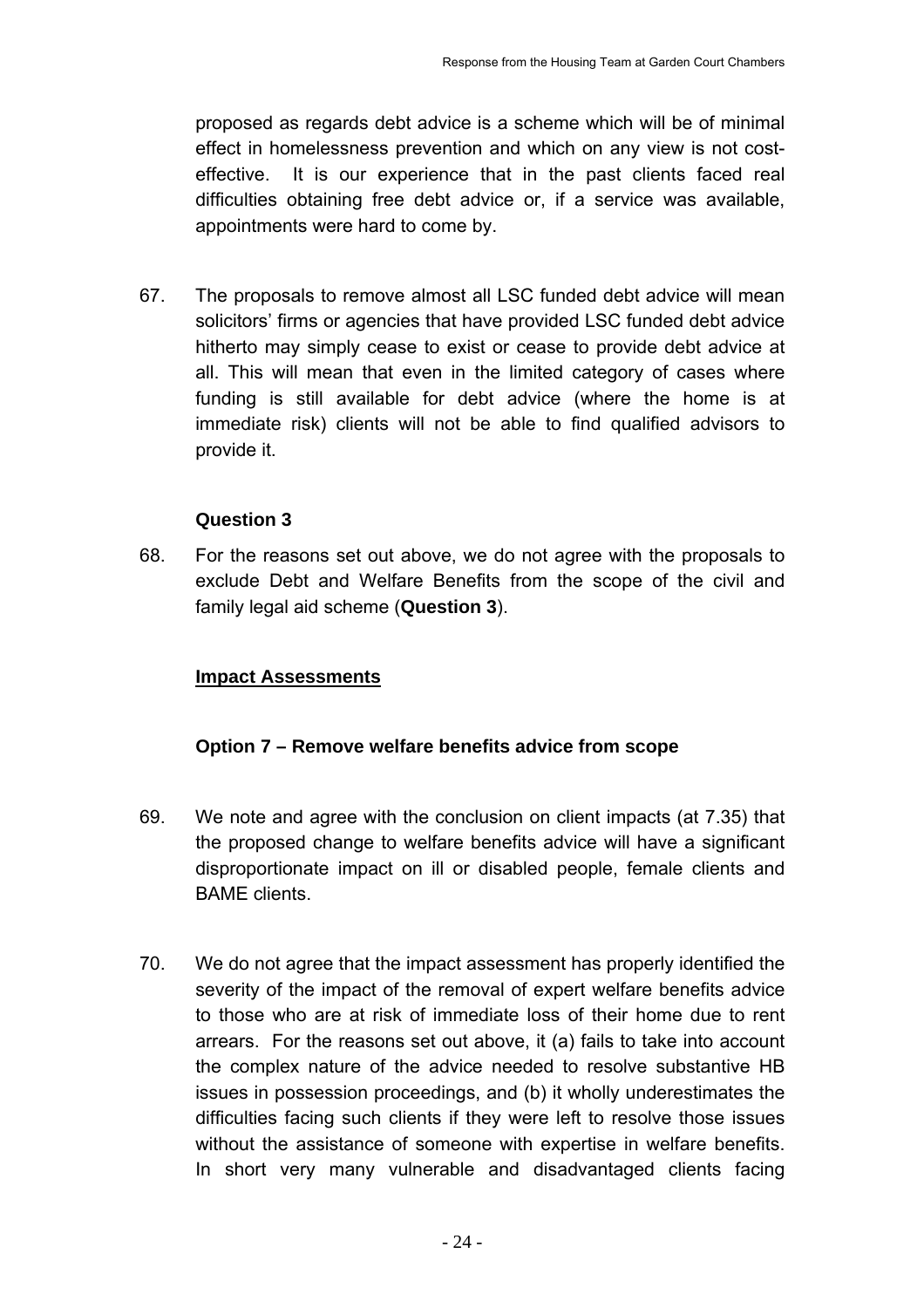proposed as regards debt advice is a scheme which will be of minimal effect in homelessness prevention and which on any view is not cost-effective. It is our experience that in the past clients faced real difficulties obtaining free debt advice or, if a service was available, appointments were hard to come by.

67. The proposals to remove almost all LSC funded debt advice will mean solicitors' firms or agencies that have provided LSC funded debt advice hitherto may simply cease to exist or cease to provide debt advice at all. This will mean that even in the limited category of cases where funding is still available for debt advice (where the home is at immediate risk) clients will not be able to find qualified advisors to provide it.

**Question 3**

68. For the reasons set out above, we do not agree with the proposals to exclude Debt and Welfare Benefits from the scope of the civil and family legal aid scheme (**Question 3**).

**<u>Impact Assessments</u>**

**Option 7 – Remove welfare benefits advice from scope**

69. We note and agree with the conclusion on client impacts (at 7.35) that the proposed change to welfare benefits advice will have a significant disproportionate impact on ill or disabled people, female clients and BAME clients.

70. We do not agree that the impact assessment has properly identified the severity of the impact of the removal of expert welfare benefits advice to those who are at risk of immediate loss of their home due to rent arrears. For the reasons set out above, it (a) fails to take into account the complex nature of the advice needed to resolve substantive HB issues in possession proceedings, and (b) it wholly underestimates the difficulties facing such clients if they were left to resolve those issues without the assistance of someone with expertise in welfare benefits. In short very many vulnerable and disadvantaged clients facing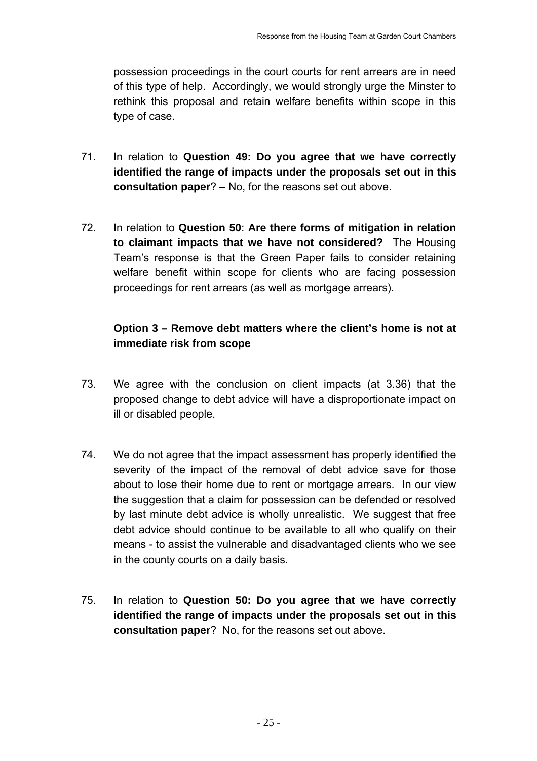possession proceedings in the court courts for rent arrears are in need of this type of help. Accordingly, we would strongly urge the Minster to rethink this proposal and retain welfare benefits within scope in this type of case.

71. In relation to **Question 49: Do you agree that we have correctly identified the range of impacts under the proposals set out in this consultation paper**? – No, for the reasons set out above.

72. In relation to **Question 50**: **Are there forms of mitigation in relation to claimant impacts that we have not considered?** The Housing Team's response is that the Green Paper fails to consider retaining welfare benefit within scope for clients who are facing possession proceedings for rent arrears (as well as mortgage arrears).

**Option 3 – Remove debt matters where the client's home is not at immediate risk from scope**

73. We agree with the conclusion on client impacts (at 3.36) that the proposed change to debt advice will have a disproportionate impact on ill or disabled people.

74. We do not agree that the impact assessment has properly identified the severity of the impact of the removal of debt advice save for those about to lose their home due to rent or mortgage arrears. In our view the suggestion that a claim for possession can be defended or resolved by last minute debt advice is wholly unrealistic. We suggest that free debt advice should continue to be available to all who qualify on their means - to assist the vulnerable and disadvantaged clients who we see in the county courts on a daily basis.

75. In relation to **Question 50: Do you agree that we have correctly identified the range of impacts under the proposals set out in this consultation paper**? No, for the reasons set out above.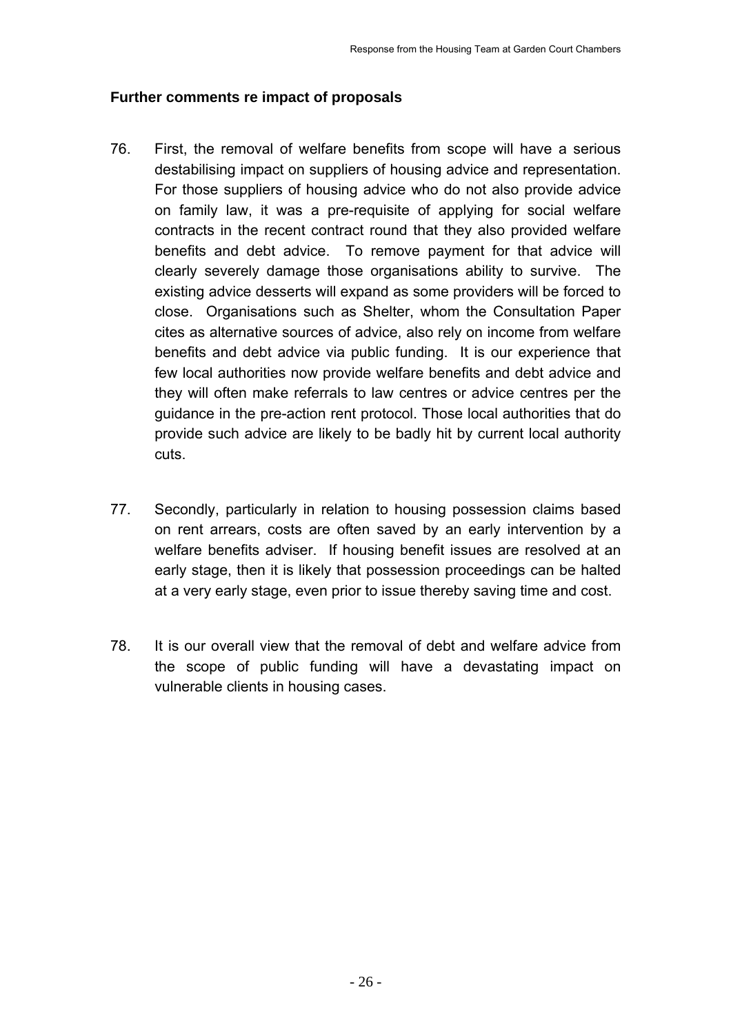### Further comments re impact of proposals

76. First, the removal of welfare benefits from scope will have a serious destabilising impact on suppliers of housing advice and representation. For those suppliers of housing advice who do not also provide advice on family law, it was a pre-requisite of applying for social welfare contracts in the recent contract round that they also provided welfare benefits and debt advice. To remove payment for that advice will clearly severely damage those organisations ability to survive. The existing advice desserts will expand as some providers will be forced to close. Organisations such as Shelter, whom the Consultation Paper cites as alternative sources of advice, also rely on income from welfare benefits and debt advice via public funding. It is our experience that few local authorities now provide welfare benefits and debt advice and they will often make referrals to law centres or advice centres per the guidance in the pre-action rent protocol. Those local authorities that do provide such advice are likely to be badly hit by current local authority cuts.

77. Secondly, particularly in relation to housing possession claims based on rent arrears, costs are often saved by an early intervention by a welfare benefits adviser. If housing benefit issues are resolved at an early stage, then it is likely that possession proceedings can be halted at a very early stage, even prior to issue thereby saving time and cost.

78. It is our overall view that the removal of debt and welfare advice from the scope of public funding will have a devastating impact on vulnerable clients in housing cases.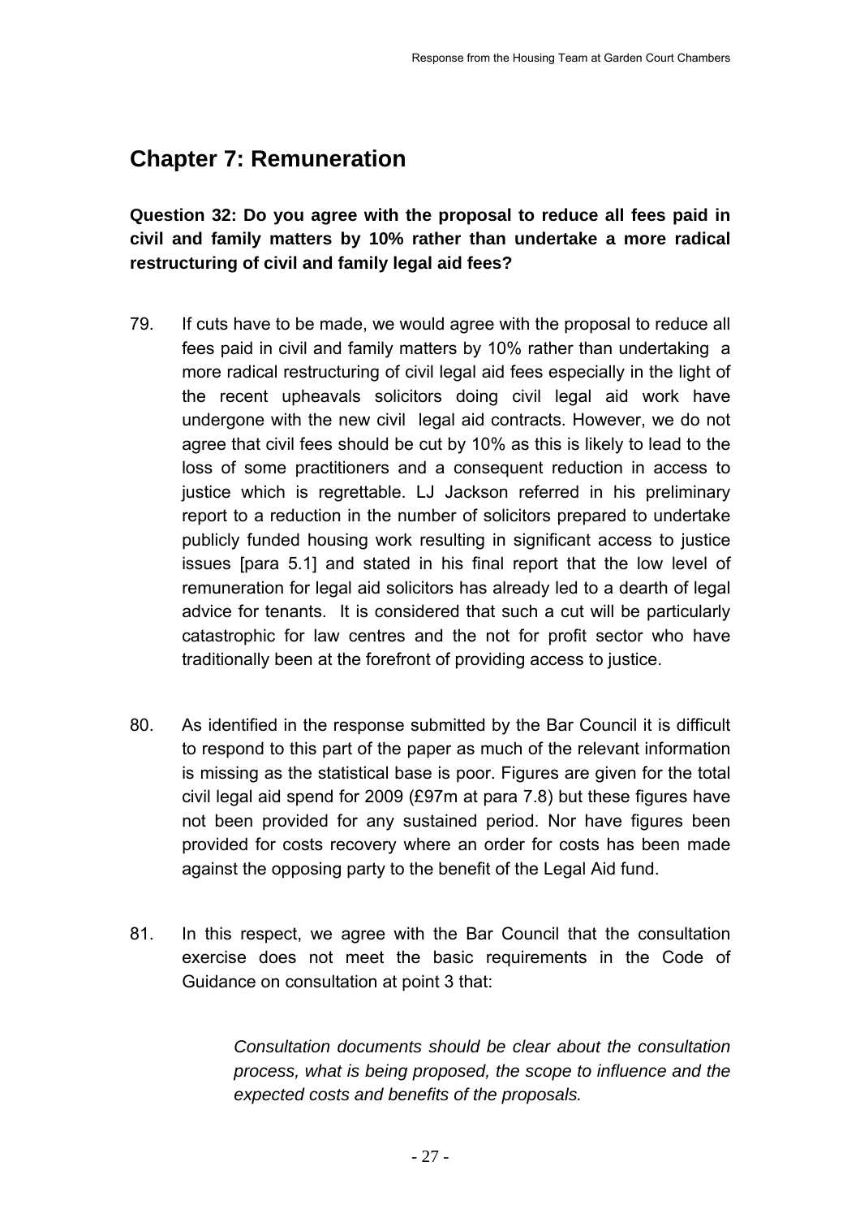## Chapter 7: Remuneration

**Question 32: Do you agree with the proposal to reduce all fees paid in civil and family matters by 10% rather than undertake a more radical restructuring of civil and family legal aid fees?**

79. If cuts have to be made, we would agree with the proposal to reduce all fees paid in civil and family matters by 10% rather than undertaking a more radical restructuring of civil legal aid fees especially in the light of the recent upheavals solicitors doing civil legal aid work have undergone with the new civil legal aid contracts. However, we do not agree that civil fees should be cut by 10% as this is likely to lead to the loss of some practitioners and a consequent reduction in access to justice which is regrettable. LJ Jackson referred in his preliminary report to a reduction in the number of solicitors prepared to undertake publicly funded housing work resulting in significant access to justice issues [para 5.1] and stated in his final report that the low level of remuneration for legal aid solicitors has already led to a dearth of legal advice for tenants. It is considered that such a cut will be particularly catastrophic for law centres and the not for profit sector who have traditionally been at the forefront of providing access to justice.

80. As identified in the response submitted by the Bar Council it is difficult to respond to this part of the paper as much of the relevant information is missing as the statistical base is poor. Figures are given for the total civil legal aid spend for 2009 (£97m at para 7.8) but these figures have not been provided for any sustained period. Nor have figures been provided for costs recovery where an order for costs has been made against the opposing party to the benefit of the Legal Aid fund.

81. In this respect, we agree with the Bar Council that the consultation exercise does not meet the basic requirements in the Code of Guidance on consultation at point 3 that:

> *Consultation documents should be clear about the consultation process, what is being proposed, the scope to influence and the expected costs and benefits of the proposals.*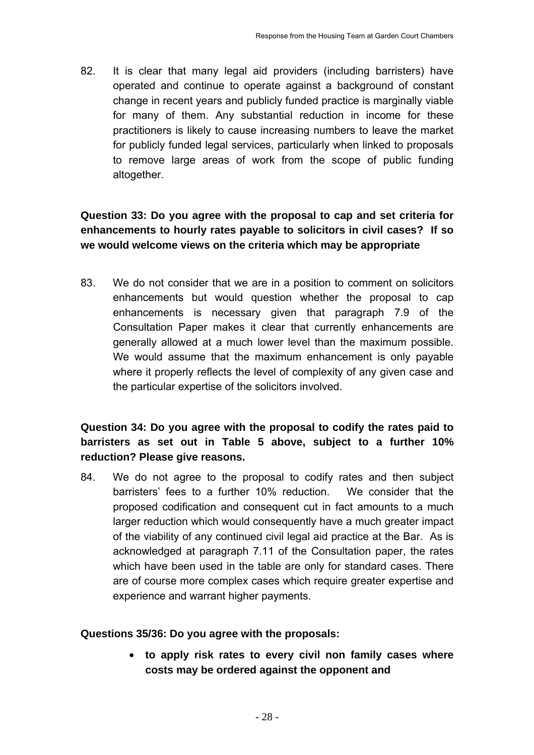82. It is clear that many legal aid providers (including barristers) have operated and continue to operate against a background of constant change in recent years and publicly funded practice is marginally viable for many of them. Any substantial reduction in income for these practitioners is likely to cause increasing numbers to leave the market for publicly funded legal services, particularly when linked to proposals to remove large areas of work from the scope of public funding altogether.

**Question 33: Do you agree with the proposal to cap and set criteria for enhancements to hourly rates payable to solicitors in civil cases? If so we would welcome views on the criteria which may be appropriate**

83. We do not consider that we are in a position to comment on solicitors enhancements but would question whether the proposal to cap enhancements is necessary given that paragraph 7.9 of the Consultation Paper makes it clear that currently enhancements are generally allowed at a much lower level than the maximum possible. We would assume that the maximum enhancement is only payable where it properly reflects the level of complexity of any given case and the particular expertise of the solicitors involved.

**Question 34: Do you agree with the proposal to codify the rates paid to barristers as set out in Table 5 above, subject to a further 10% reduction? Please give reasons.**

84. We do not agree to the proposal to codify rates and then subject barristers' fees to a further 10% reduction. We consider that the proposed codification and consequent cut in fact amounts to a much larger reduction which would consequently have a much greater impact of the viability of any continued civil legal aid practice at the Bar. As is acknowledged at paragraph 7.11 of the Consultation paper, the rates which have been used in the table are only for standard cases. There are of course more complex cases which require greater expertise and experience and warrant higher payments.

**Questions 35/36: Do you agree with the proposals:**

- **to apply risk rates to every civil non family cases where costs may be ordered against the opponent and**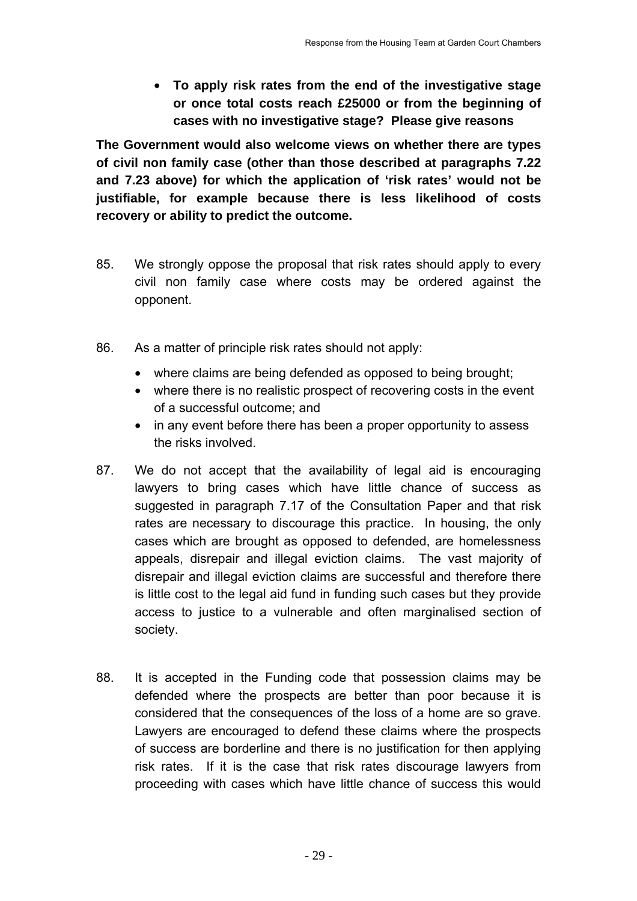- **To apply risk rates from the end of the investigative stage or once total costs reach £25000 or from the beginning of cases with no investigative stage? Please give reasons**

**The Government would also welcome views on whether there are types of civil non family case (other than those described at paragraphs 7.22 and 7.23 above) for which the application of 'risk rates' would not be justifiable, for example because there is less likelihood of costs recovery or ability to predict the outcome.**

85. We strongly oppose the proposal that risk rates should apply to every civil non family case where costs may be ordered against the opponent.

86. As a matter of principle risk rates should not apply:

    - where claims are being defended as opposed to being brought;
    - where there is no realistic prospect of recovering costs in the event of a successful outcome; and
    - in any event before there has been a proper opportunity to assess the risks involved.

87. We do not accept that the availability of legal aid is encouraging lawyers to bring cases which have little chance of success as suggested in paragraph 7.17 of the Consultation Paper and that risk rates are necessary to discourage this practice. In housing, the only cases which are brought as opposed to defended, are homelessness appeals, disrepair and illegal eviction claims. The vast majority of disrepair and illegal eviction claims are successful and therefore there is little cost to the legal aid fund in funding such cases but they provide access to justice to a vulnerable and often marginalised section of society.

88. It is accepted in the Funding code that possession claims may be defended where the prospects are better than poor because it is considered that the consequences of the loss of a home are so grave. Lawyers are encouraged to defend these claims where the prospects of success are borderline and there is no justification for then applying risk rates. If it is the case that risk rates discourage lawyers from proceeding with cases which have little chance of success this would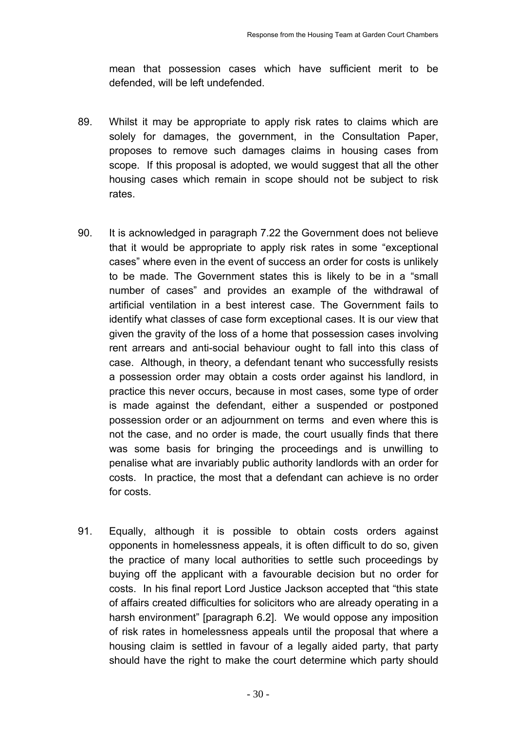mean that possession cases which have sufficient merit to be defended, will be left undefended.

89. Whilst it may be appropriate to apply risk rates to claims which are solely for damages, the government, in the Consultation Paper, proposes to remove such damages claims in housing cases from scope. If this proposal is adopted, we would suggest that all the other housing cases which remain in scope should not be subject to risk rates.

90. It is acknowledged in paragraph 7.22 the Government does not believe that it would be appropriate to apply risk rates in some "exceptional cases" where even in the event of success an order for costs is unlikely to be made. The Government states this is likely to be in a "small number of cases" and provides an example of the withdrawal of artificial ventilation in a best interest case. The Government fails to identify what classes of case form exceptional cases. It is our view that given the gravity of the loss of a home that possession cases involving rent arrears and anti-social behaviour ought to fall into this class of case. Although, in theory, a defendant tenant who successfully resists a possession order may obtain a costs order against his landlord, in practice this never occurs, because in most cases, some type of order is made against the defendant, either a suspended or postponed possession order or an adjournment on terms and even where this is not the case, and no order is made, the court usually finds that there was some basis for bringing the proceedings and is unwilling to penalise what are invariably public authority landlords with an order for costs. In practice, the most that a defendant can achieve is no order for costs.

91. Equally, although it is possible to obtain costs orders against opponents in homelessness appeals, it is often difficult to do so, given the practice of many local authorities to settle such proceedings by buying off the applicant with a favourable decision but no order for costs. In his final report Lord Justice Jackson accepted that "this state of affairs created difficulties for solicitors who are already operating in a harsh environment" [paragraph 6.2]. We would oppose any imposition of risk rates in homelessness appeals until the proposal that where a housing claim is settled in favour of a legally aided party, that party should have the right to make the court determine which party should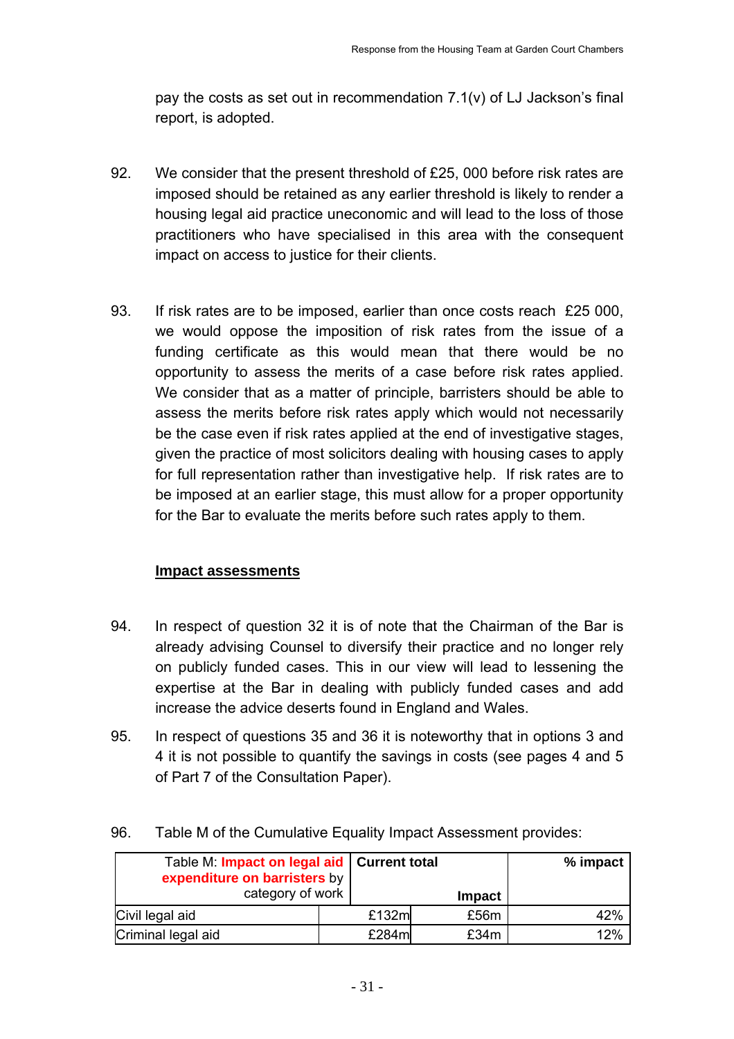pay the costs as set out in recommendation 7.1(v) of LJ Jackson's final report, is adopted.

92. We consider that the present threshold of £25, 000 before risk rates are imposed should be retained as any earlier threshold is likely to render a housing legal aid practice uneconomic and will lead to the loss of those practitioners who have specialised in this area with the consequent impact on access to justice for their clients.

93. If risk rates are to be imposed, earlier than once costs reach £25 000, we would oppose the imposition of risk rates from the issue of a funding certificate as this would mean that there would be no opportunity to assess the merits of a case before risk rates applied. We consider that as a matter of principle, barristers should be able to assess the merits before risk rates apply which would not necessarily be the case even if risk rates applied at the end of investigative stages, given the practice of most solicitors dealing with housing cases to apply for full representation rather than investigative help. If risk rates are to be imposed at an earlier stage, this must allow for a proper opportunity for the Bar to evaluate the merits before such rates apply to them.

## Impact assessments

94. In respect of question 32 it is of note that the Chairman of the Bar is already advising Counsel to diversify their practice and no longer rely on publicly funded cases. This in our view will lead to lessening the expertise at the Bar in dealing with publicly funded cases and add increase the advice deserts found in England and Wales.

95. In respect of questions 35 and 36 it is noteworthy that in options 3 and 4 it is not possible to quantify the savings in costs (see pages 4 and 5 of Part 7 of the Consultation Paper).

96. Table M of the Cumulative Equality Impact Assessment provides:

| Table M: **Impact on legal aid expenditure on barristers** by category of work | **Current total** | **Impact** | **% impact** |
|---|---|---|---|
| Civil legal aid | £132m | £56m | 42% |
| Criminal legal aid | £284m | £34m | 12% |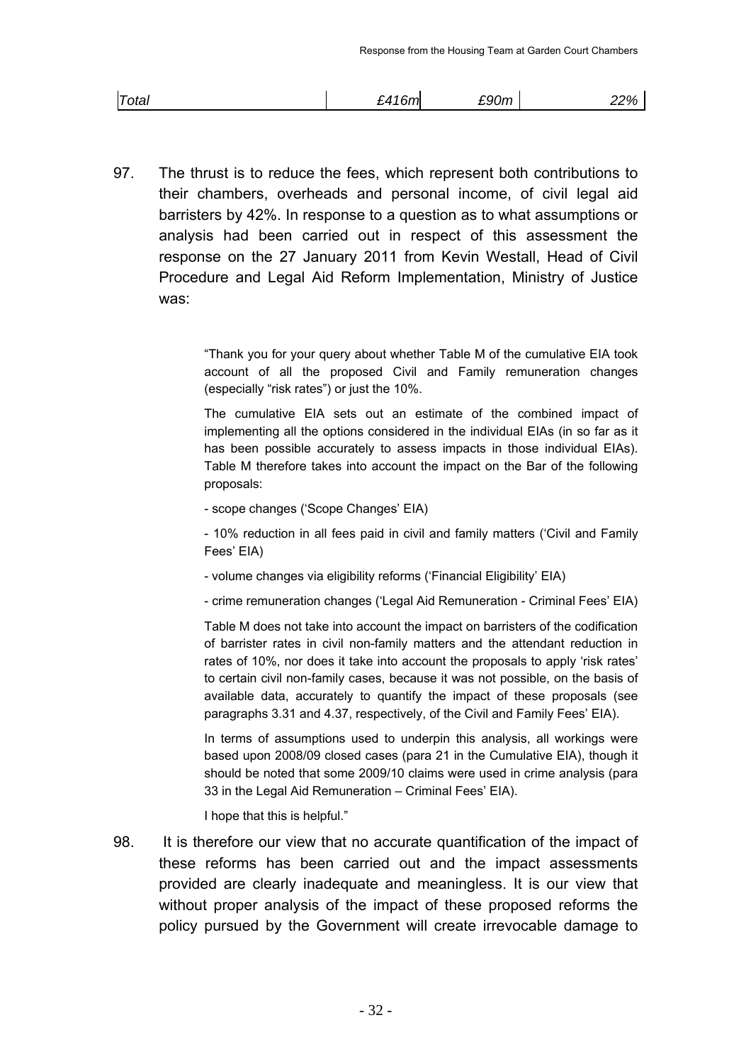| | | | |
|---|---|---|---|
| *Total* | *£416m* | *£90m* | *22%* |

97. The thrust is to reduce the fees, which represent both contributions to their chambers, overheads and personal income, of civil legal aid barristers by 42%. In response to a question as to what assumptions or analysis had been carried out in respect of this assessment the response on the 27 January 2011 from Kevin Westall, Head of Civil Procedure and Legal Aid Reform Implementation, Ministry of Justice was:

> "Thank you for your query about whether Table M of the cumulative EIA took account of all the proposed Civil and Family remuneration changes (especially "risk rates") or just the 10%.
>
> The cumulative EIA sets out an estimate of the combined impact of implementing all the options considered in the individual EIAs (in so far as it has been possible accurately to assess impacts in those individual EIAs). Table M therefore takes into account the impact on the Bar of the following proposals:
>
> - scope changes ('Scope Changes' EIA)
>
> - 10% reduction in all fees paid in civil and family matters ('Civil and Family Fees' EIA)
>
> - volume changes via eligibility reforms ('Financial Eligibility' EIA)
>
> - crime remuneration changes ('Legal Aid Remuneration - Criminal Fees' EIA)
>
> Table M does not take into account the impact on barristers of the codification of barrister rates in civil non-family matters and the attendant reduction in rates of 10%, nor does it take into account the proposals to apply 'risk rates' to certain civil non-family cases, because it was not possible, on the basis of available data, accurately to quantify the impact of these proposals (see paragraphs 3.31 and 4.37, respectively, of the Civil and Family Fees' EIA).
>
> In terms of assumptions used to underpin this analysis, all workings were based upon 2008/09 closed cases (para 21 in the Cumulative EIA), though it should be noted that some 2009/10 claims were used in crime analysis (para 33 in the Legal Aid Remuneration – Criminal Fees' EIA).
>
> I hope that this is helpful."

98. It is therefore our view that no accurate quantification of the impact of these reforms has been carried out and the impact assessments provided are clearly inadequate and meaningless. It is our view that without proper analysis of the impact of these proposed reforms the policy pursued by the Government will create irrevocable damage to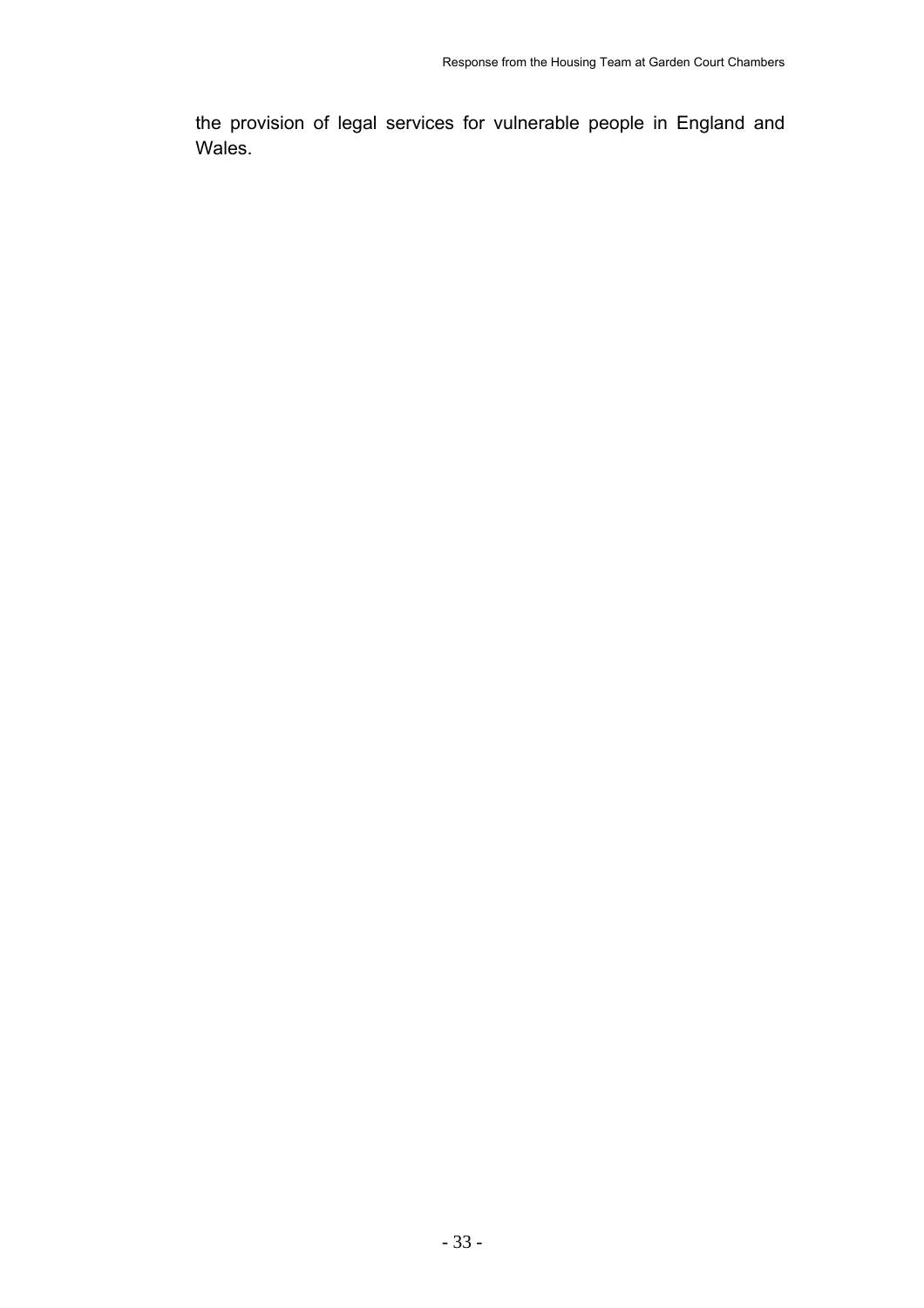the provision of legal services for vulnerable people in England and Wales.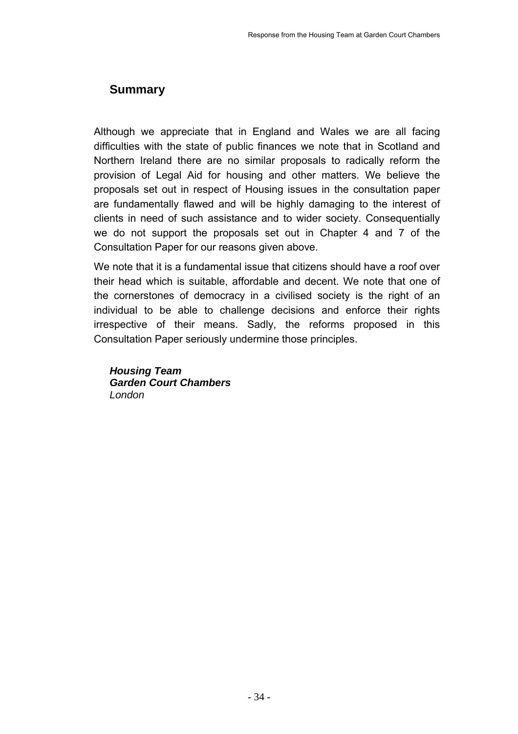## Summary

Although we appreciate that in England and Wales we are all facing difficulties with the state of public finances we note that in Scotland and Northern Ireland there are no similar proposals to radically reform the provision of Legal Aid for housing and other matters. We believe the proposals set out in respect of Housing issues in the consultation paper are fundamentally flawed and will be highly damaging to the interest of clients in need of such assistance and to wider society. Consequentially we do not support the proposals set out in Chapter 4 and 7 of the Consultation Paper for our reasons given above.

We note that it is a fundamental issue that citizens should have a roof over their head which is suitable, affordable and decent. We note that one of the cornerstones of democracy in a civilised society is the right of an individual to be able to challenge decisions and enforce their rights irrespective of their means. Sadly, the reforms proposed in this Consultation Paper seriously undermine those principles.

***Housing Team***
***Garden Court Chambers***
*London*